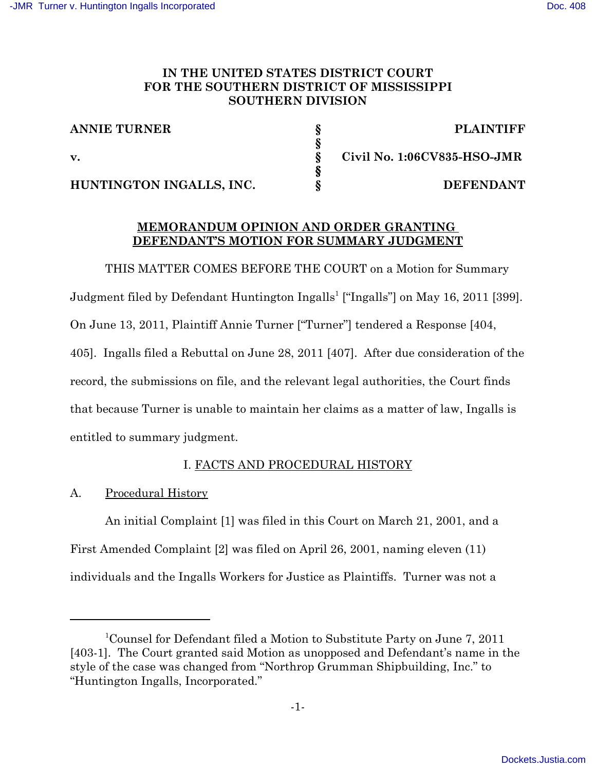**IN THE UNITED STATES DISTRICT COURT**
**FOR THE SOUTHERN DISTRICT OF MISSISSIPPI**
**SOUTHERN DIVISION**

| | | |
|---|---|---|
| **ANNIE TURNER** | § | **PLAINTIFF** |
| | § | |
| **v.** | § | **Civil No. 1:06CV835-HSO-JMR** |
| | § | |
| **HUNTINGTON INGALLS, INC.** | § | **DEFENDANT** |

**MEMORANDUM OPINION AND ORDER GRANTING DEFENDANT'S MOTION FOR SUMMARY JUDGMENT**

THIS MATTER COMES BEFORE THE COURT on a Motion for Summary Judgment filed by Defendant Huntington Ingalls[1] ["Ingalls"] on May 16, 2011 [399]. On June 13, 2011, Plaintiff Annie Turner ["Turner"] tendered a Response [404, 405]. Ingalls filed a Rebuttal on June 28, 2011 [407]. After due consideration of the record, the submissions on file, and the relevant legal authorities, the Court finds that because Turner is unable to maintain her claims as a matter of law, Ingalls is entitled to summary judgment.

I. FACTS AND PROCEDURAL HISTORY

A. Procedural History

An initial Complaint [1] was filed in this Court on March 21, 2001, and a First Amended Complaint [2] was filed on April 26, 2001, naming eleven (11) individuals and the Ingalls Workers for Justice as Plaintiffs. Turner was not a

[1] Counsel for Defendant filed a Motion to Substitute Party on June 7, 2011 [403-1]. The Court granted said Motion as unopposed and Defendant's name in the style of the case was changed from "Northrop Grumman Shipbuilding, Inc." to "Huntington Ingalls, Incorporated."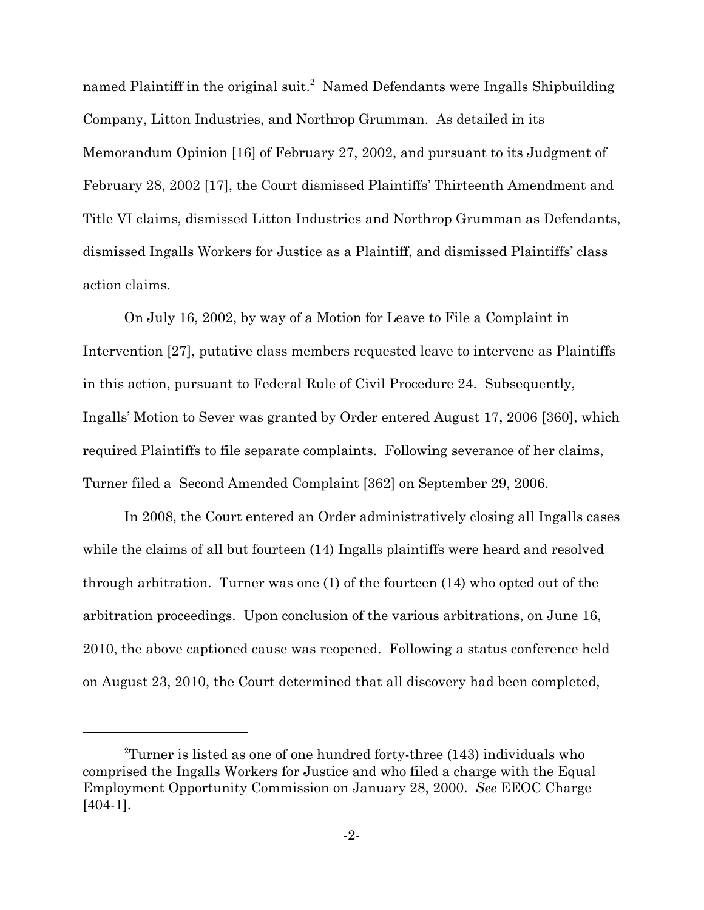named Plaintiff in the original suit.[2] Named Defendants were Ingalls Shipbuilding Company, Litton Industries, and Northrop Grumman. As detailed in its Memorandum Opinion [16] of February 27, 2002, and pursuant to its Judgment of February 28, 2002 [17], the Court dismissed Plaintiffs' Thirteenth Amendment and Title VI claims, dismissed Litton Industries and Northrop Grumman as Defendants, dismissed Ingalls Workers for Justice as a Plaintiff, and dismissed Plaintiffs' class action claims.

On July 16, 2002, by way of a Motion for Leave to File a Complaint in Intervention [27], putative class members requested leave to intervene as Plaintiffs in this action, pursuant to Federal Rule of Civil Procedure 24. Subsequently, Ingalls' Motion to Sever was granted by Order entered August 17, 2006 [360], which required Plaintiffs to file separate complaints. Following severance of her claims, Turner filed a Second Amended Complaint [362] on September 29, 2006.

In 2008, the Court entered an Order administratively closing all Ingalls cases while the claims of all but fourteen (14) Ingalls plaintiffs were heard and resolved through arbitration. Turner was one (1) of the fourteen (14) who opted out of the arbitration proceedings. Upon conclusion of the various arbitrations, on June 16, 2010, the above captioned cause was reopened. Following a status conference held on August 23, 2010, the Court determined that all discovery had been completed,

---

[2] Turner is listed as one of one hundred forty-three (143) individuals who comprised the Ingalls Workers for Justice and who filed a charge with the Equal Employment Opportunity Commission on January 28, 2000. *See* EEOC Charge [404-1].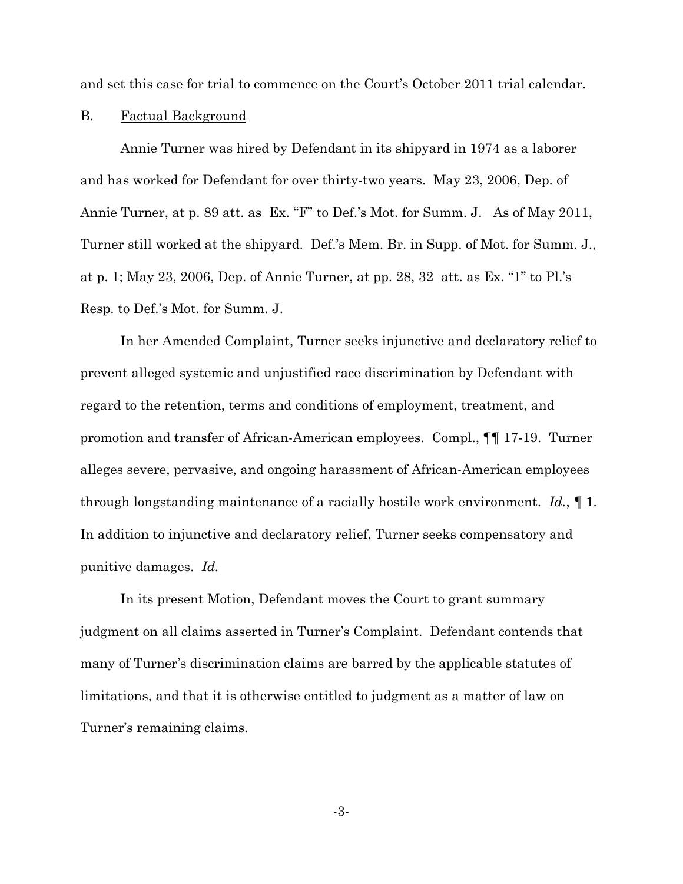and set this case for trial to commence on the Court's October 2011 trial calendar.

B. Factual Background

Annie Turner was hired by Defendant in its shipyard in 1974 as a laborer and has worked for Defendant for over thirty-two years. May 23, 2006, Dep. of Annie Turner, at p. 89 att. as Ex. "F" to Def.'s Mot. for Summ. J. As of May 2011, Turner still worked at the shipyard. Def.'s Mem. Br. in Supp. of Mot. for Summ. J., at p. 1; May 23, 2006, Dep. of Annie Turner, at pp. 28, 32 att. as Ex. "1" to Pl.'s Resp. to Def.'s Mot. for Summ. J.

In her Amended Complaint, Turner seeks injunctive and declaratory relief to prevent alleged systemic and unjustified race discrimination by Defendant with regard to the retention, terms and conditions of employment, treatment, and promotion and transfer of African-American employees. Compl., ¶¶ 17-19. Turner alleges severe, pervasive, and ongoing harassment of African-American employees through longstanding maintenance of a racially hostile work environment. *Id.*, ¶ 1. In addition to injunctive and declaratory relief, Turner seeks compensatory and punitive damages. *Id.*

In its present Motion, Defendant moves the Court to grant summary judgment on all claims asserted in Turner's Complaint. Defendant contends that many of Turner's discrimination claims are barred by the applicable statutes of limitations, and that it is otherwise entitled to judgment as a matter of law on Turner's remaining claims.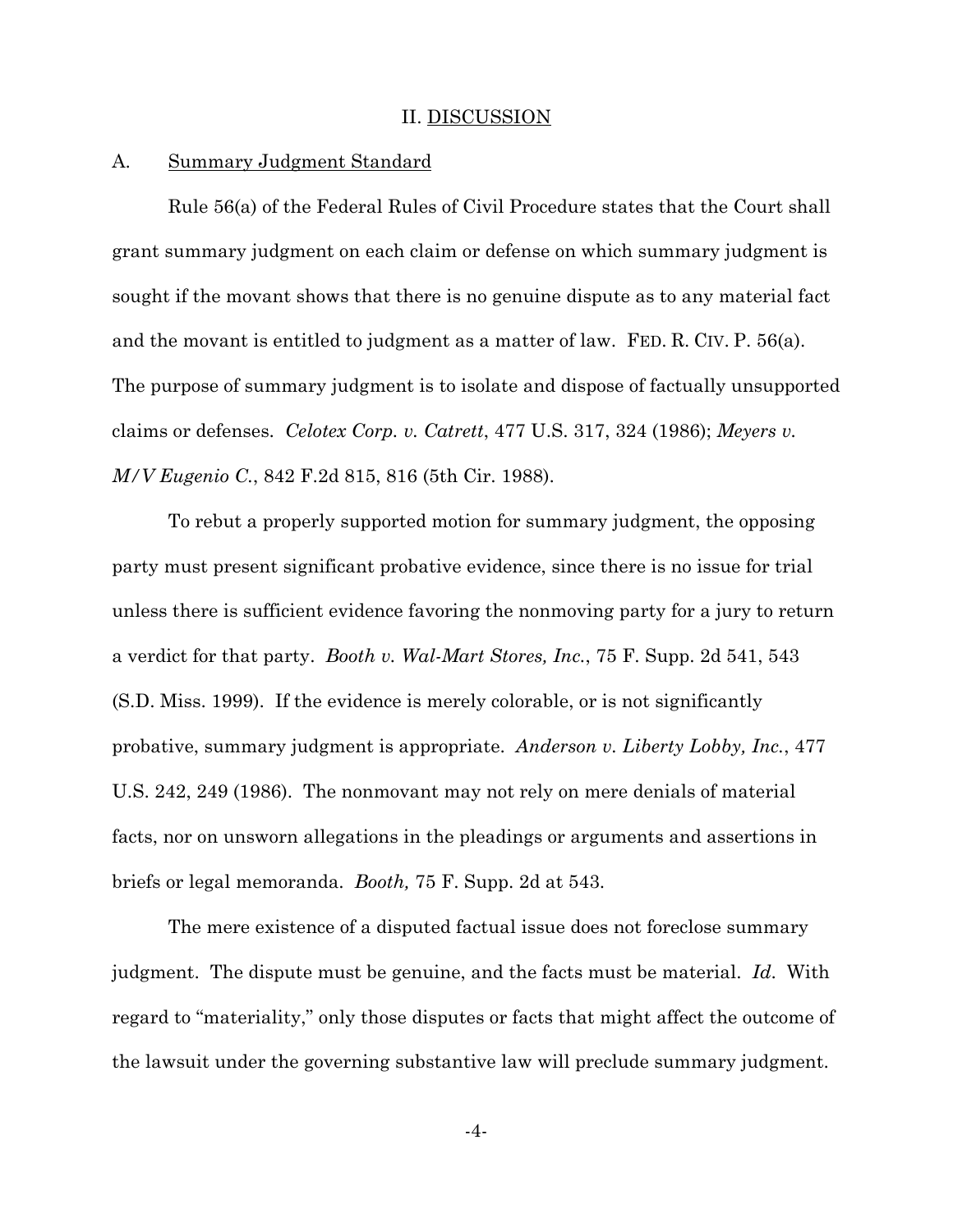## II. DISCUSSION

### A. Summary Judgment Standard

Rule 56(a) of the Federal Rules of Civil Procedure states that the Court shall grant summary judgment on each claim or defense on which summary judgment is sought if the movant shows that there is no genuine dispute as to any material fact and the movant is entitled to judgment as a matter of law. FED. R. CIV. P. 56(a). The purpose of summary judgment is to isolate and dispose of factually unsupported claims or defenses. *Celotex Corp. v. Catrett*, 477 U.S. 317, 324 (1986); *Meyers v. M/V Eugenio C.*, 842 F.2d 815, 816 (5th Cir. 1988).

To rebut a properly supported motion for summary judgment, the opposing party must present significant probative evidence, since there is no issue for trial unless there is sufficient evidence favoring the nonmoving party for a jury to return a verdict for that party. *Booth v. Wal-Mart Stores, Inc.*, 75 F. Supp. 2d 541, 543 (S.D. Miss. 1999). If the evidence is merely colorable, or is not significantly probative, summary judgment is appropriate. *Anderson v. Liberty Lobby, Inc.*, 477 U.S. 242, 249 (1986). The nonmovant may not rely on mere denials of material facts, nor on unsworn allegations in the pleadings or arguments and assertions in briefs or legal memoranda. *Booth,* 75 F. Supp. 2d at 543.

The mere existence of a disputed factual issue does not foreclose summary judgment. The dispute must be genuine, and the facts must be material. *Id.* With regard to "materiality," only those disputes or facts that might affect the outcome of the lawsuit under the governing substantive law will preclude summary judgment.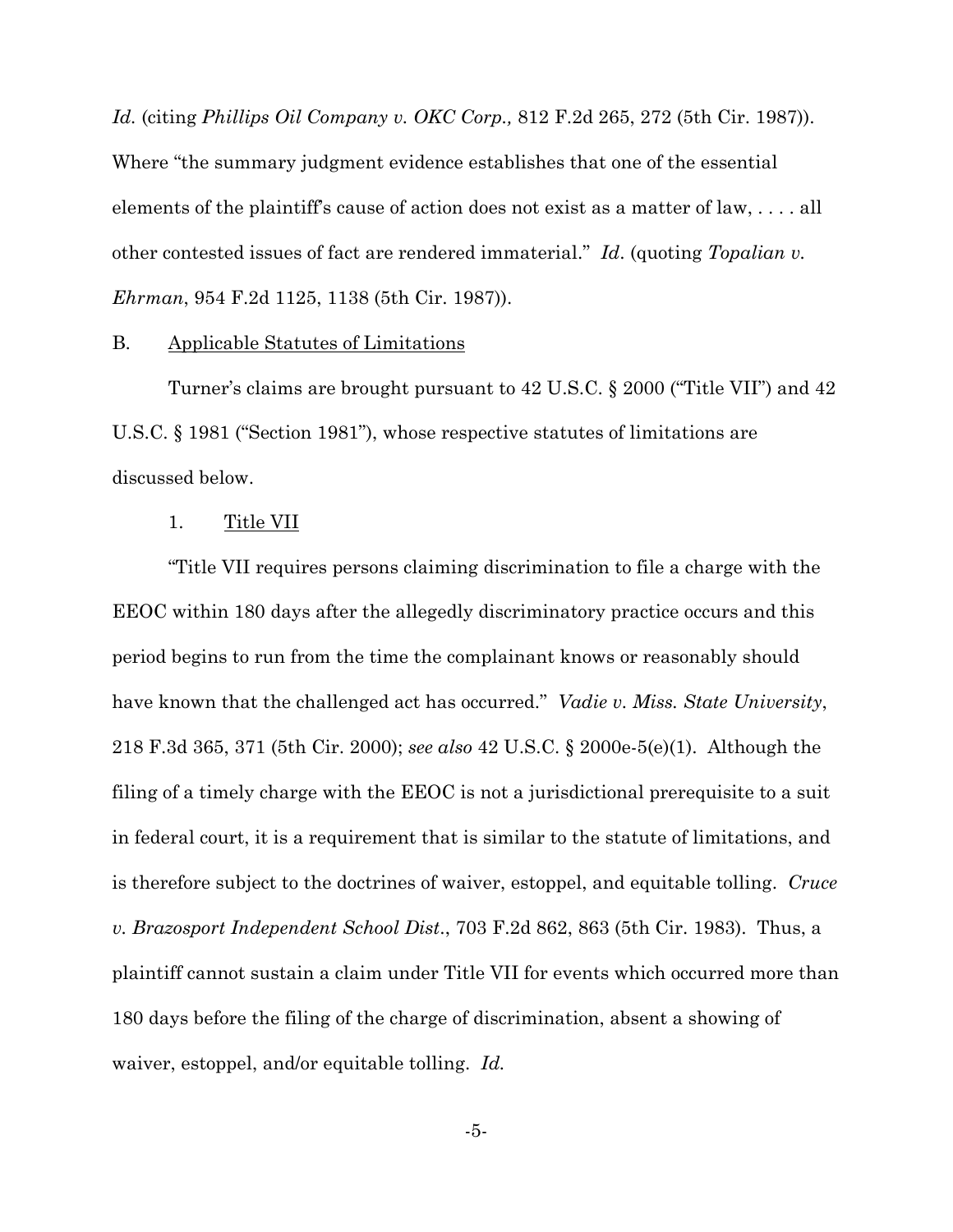*Id.* (citing *Phillips Oil Company v. OKC Corp.,* 812 F.2d 265, 272 (5th Cir. 1987)). Where "the summary judgment evidence establishes that one of the essential elements of the plaintiff's cause of action does not exist as a matter of law, . . . . all other contested issues of fact are rendered immaterial." *Id*. (quoting *Topalian v. Ehrman*, 954 F.2d 1125, 1138 (5th Cir. 1987)).

B. Applicable Statutes of Limitations

Turner's claims are brought pursuant to 42 U.S.C. § 2000 ("Title VII") and 42 U.S.C. § 1981 ("Section 1981"), whose respective statutes of limitations are discussed below.

1. Title VII

"Title VII requires persons claiming discrimination to file a charge with the EEOC within 180 days after the allegedly discriminatory practice occurs and this period begins to run from the time the complainant knows or reasonably should have known that the challenged act has occurred." *Vadie v. Miss. State University*, 218 F.3d 365, 371 (5th Cir. 2000); *see also* 42 U.S.C. § 2000e-5(e)(1). Although the filing of a timely charge with the EEOC is not a jurisdictional prerequisite to a suit in federal court, it is a requirement that is similar to the statute of limitations, and is therefore subject to the doctrines of waiver, estoppel, and equitable tolling. *Cruce v. Brazosport Independent School Dist*., 703 F.2d 862, 863 (5th Cir. 1983). Thus, a plaintiff cannot sustain a claim under Title VII for events which occurred more than 180 days before the filing of the charge of discrimination, absent a showing of waiver, estoppel, and/or equitable tolling. *Id.*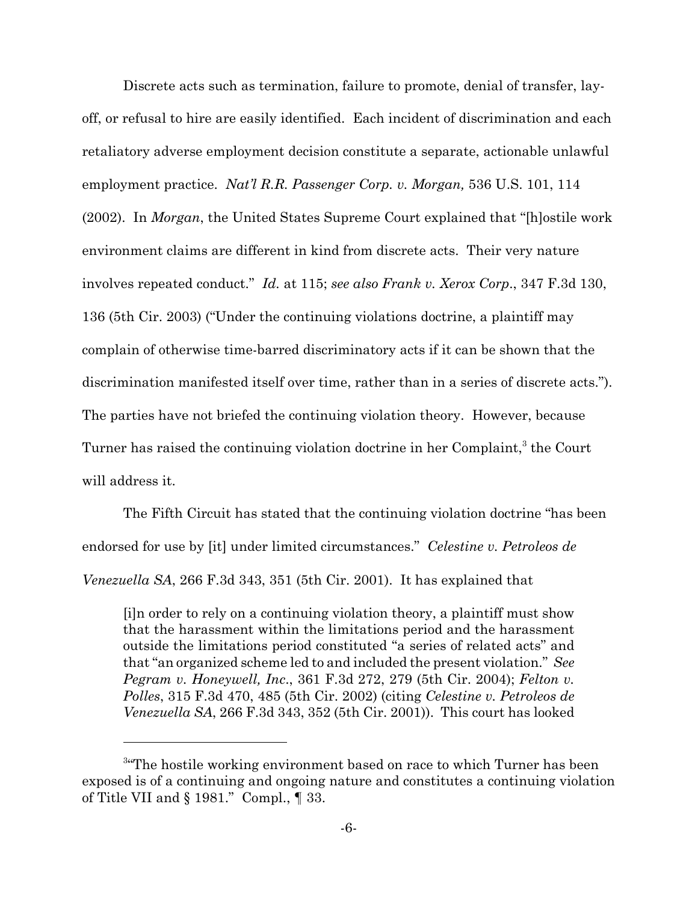Discrete acts such as termination, failure to promote, denial of transfer, lay-off, or refusal to hire are easily identified. Each incident of discrimination and each retaliatory adverse employment decision constitute a separate, actionable unlawful employment practice. *Nat'l R.R. Passenger Corp. v. Morgan,* 536 U.S. 101, 114 (2002). In *Morgan*, the United States Supreme Court explained that "[h]ostile work environment claims are different in kind from discrete acts. Their very nature involves repeated conduct." *Id.* at 115; *see also Frank v. Xerox Corp*., 347 F.3d 130, 136 (5th Cir. 2003) ("Under the continuing violations doctrine, a plaintiff may complain of otherwise time-barred discriminatory acts if it can be shown that the discrimination manifested itself over time, rather than in a series of discrete acts."). The parties have not briefed the continuing violation theory. However, because Turner has raised the continuing violation doctrine in her Complaint,[3] the Court will address it.

The Fifth Circuit has stated that the continuing violation doctrine "has been endorsed for use by [it] under limited circumstances." *Celestine v. Petroleos de Venezuella SA*, 266 F.3d 343, 351 (5th Cir. 2001). It has explained that

> [i]n order to rely on a continuing violation theory, a plaintiff must show that the harassment within the limitations period and the harassment outside the limitations period constituted "a series of related acts" and that "an organized scheme led to and included the present violation." *See Pegram v. Honeywell, Inc*., 361 F.3d 272, 279 (5th Cir. 2004); *Felton v. Polles*, 315 F.3d 470, 485 (5th Cir. 2002) (citing *Celestine v. Petroleos de Venezuella SA*, 266 F.3d 343, 352 (5th Cir. 2001)). This court has looked

---

[3] "The hostile working environment based on race to which Turner has been exposed is of a continuing and ongoing nature and constitutes a continuing violation of Title VII and § 1981." Compl., ¶ 33.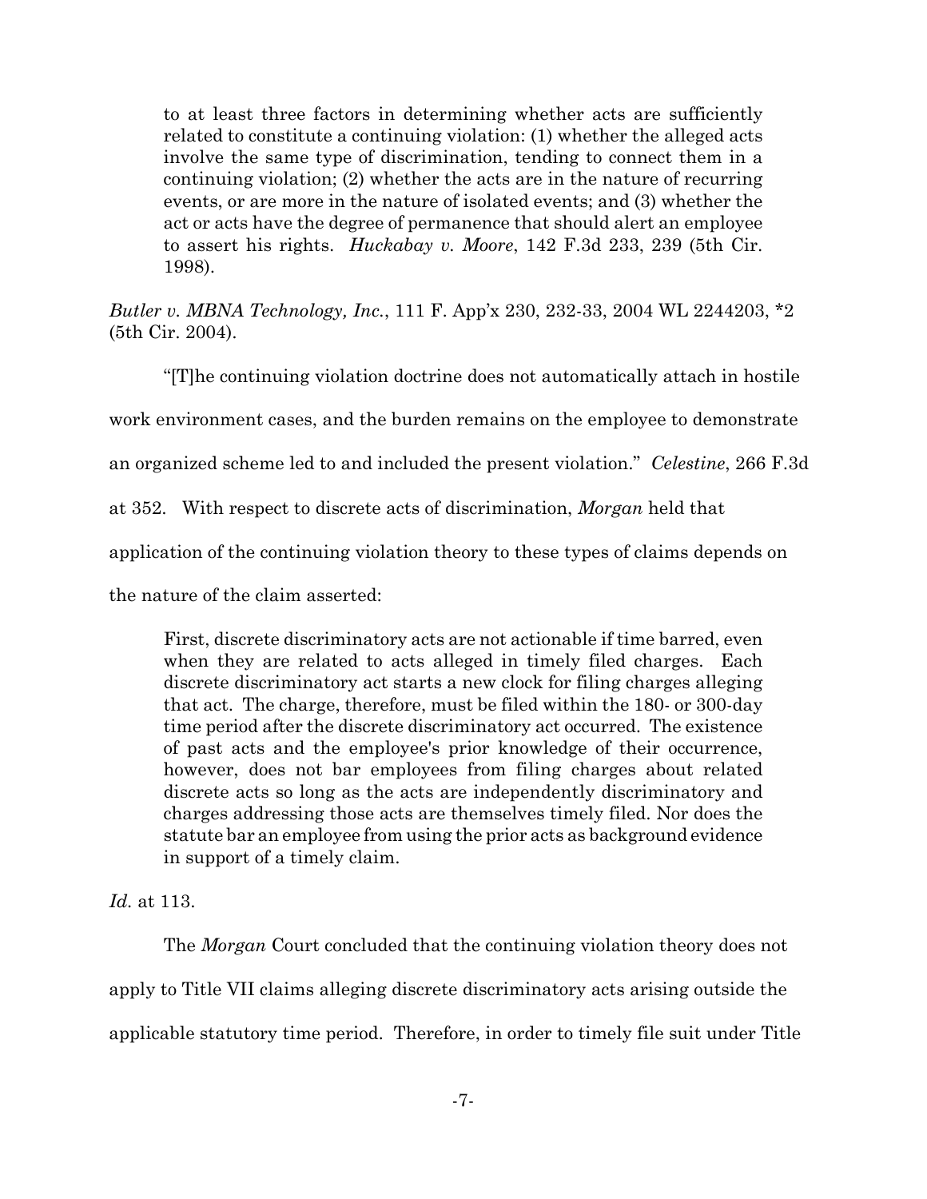> to at least three factors in determining whether acts are sufficiently related to constitute a continuing violation: (1) whether the alleged acts involve the same type of discrimination, tending to connect them in a continuing violation; (2) whether the acts are in the nature of recurring events, or are more in the nature of isolated events; and (3) whether the act or acts have the degree of permanence that should alert an employee to assert his rights. *Huckabay v. Moore*, 142 F.3d 233, 239 (5th Cir. 1998).

*Butler v. MBNA Technology, Inc.*, 111 F. App'x 230, 232-33, 2004 WL 2244203, *2 (5th Cir. 2004).

"[T]he continuing violation doctrine does not automatically attach in hostile work environment cases, and the burden remains on the employee to demonstrate an organized scheme led to and included the present violation." *Celestine*, 266 F.3d at 352. With respect to discrete acts of discrimination, *Morgan* held that application of the continuing violation theory to these types of claims depends on the nature of the claim asserted:

> First, discrete discriminatory acts are not actionable if time barred, even when they are related to acts alleged in timely filed charges. Each discrete discriminatory act starts a new clock for filing charges alleging that act. The charge, therefore, must be filed within the 180- or 300-day time period after the discrete discriminatory act occurred. The existence of past acts and the employee's prior knowledge of their occurrence, however, does not bar employees from filing charges about related discrete acts so long as the acts are independently discriminatory and charges addressing those acts are themselves timely filed. Nor does the statute bar an employee from using the prior acts as background evidence in support of a timely claim.

*Id.* at 113.

The *Morgan* Court concluded that the continuing violation theory does not apply to Title VII claims alleging discrete discriminatory acts arising outside the applicable statutory time period. Therefore, in order to timely file suit under Title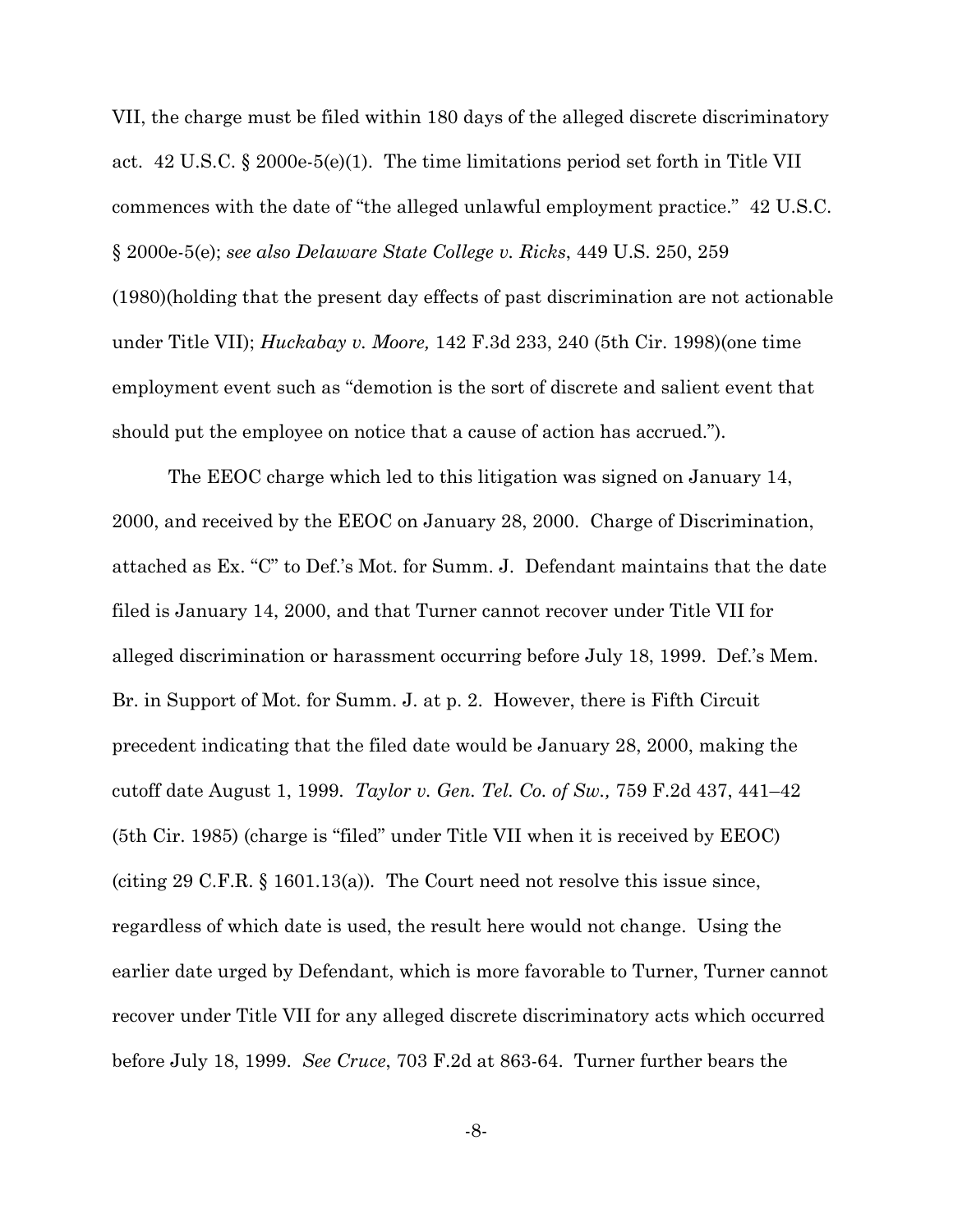VII, the charge must be filed within 180 days of the alleged discrete discriminatory act. 42 U.S.C. § 2000e-5(e)(1). The time limitations period set forth in Title VII commences with the date of "the alleged unlawful employment practice." 42 U.S.C. § 2000e-5(e); *see also Delaware State College v. Ricks*, 449 U.S. 250, 259 (1980)(holding that the present day effects of past discrimination are not actionable under Title VII); *Huckabay v. Moore,* 142 F.3d 233, 240 (5th Cir. 1998)(one time employment event such as "demotion is the sort of discrete and salient event that should put the employee on notice that a cause of action has accrued.").

The EEOC charge which led to this litigation was signed on January 14, 2000, and received by the EEOC on January 28, 2000. Charge of Discrimination, attached as Ex. "C" to Def.'s Mot. for Summ. J. Defendant maintains that the date filed is January 14, 2000, and that Turner cannot recover under Title VII for alleged discrimination or harassment occurring before July 18, 1999. Def.'s Mem. Br. in Support of Mot. for Summ. J. at p. 2. However, there is Fifth Circuit precedent indicating that the filed date would be January 28, 2000, making the cutoff date August 1, 1999. *Taylor v. Gen. Tel. Co. of Sw.,* 759 F.2d 437, 441–42 (5th Cir. 1985) (charge is "filed" under Title VII when it is received by EEOC) (citing 29 C.F.R. § 1601.13(a)). The Court need not resolve this issue since, regardless of which date is used, the result here would not change. Using the earlier date urged by Defendant, which is more favorable to Turner, Turner cannot recover under Title VII for any alleged discrete discriminatory acts which occurred before July 18, 1999. *See Cruce*, 703 F.2d at 863-64. Turner further bears the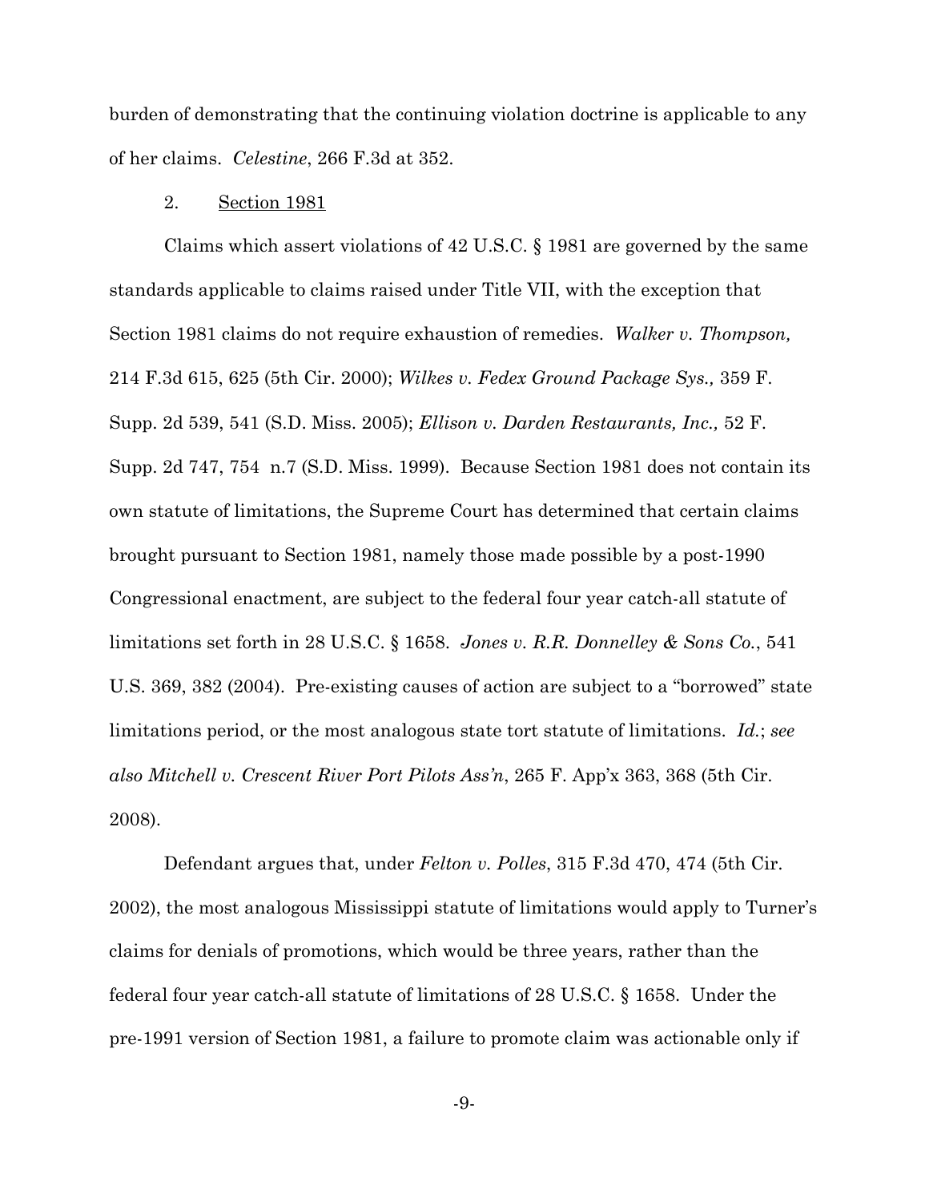burden of demonstrating that the continuing violation doctrine is applicable to any of her claims. *Celestine*, 266 F.3d at 352.

2. Section 1981

Claims which assert violations of 42 U.S.C. § 1981 are governed by the same standards applicable to claims raised under Title VII, with the exception that Section 1981 claims do not require exhaustion of remedies. *Walker v. Thompson,* 214 F.3d 615, 625 (5th Cir. 2000); *Wilkes v. Fedex Ground Package Sys.,* 359 F. Supp. 2d 539, 541 (S.D. Miss. 2005); *Ellison v. Darden Restaurants, Inc.,* 52 F. Supp. 2d 747, 754 n.7 (S.D. Miss. 1999). Because Section 1981 does not contain its own statute of limitations, the Supreme Court has determined that certain claims brought pursuant to Section 1981, namely those made possible by a post-1990 Congressional enactment, are subject to the federal four year catch-all statute of limitations set forth in 28 U.S.C. § 1658. *Jones v. R.R. Donnelley & Sons Co.*, 541 U.S. 369, 382 (2004). Pre-existing causes of action are subject to a "borrowed" state limitations period, or the most analogous state tort statute of limitations. *Id.*; *see also Mitchell v. Crescent River Port Pilots Ass'n*, 265 F. App'x 363, 368 (5th Cir. 2008).

Defendant argues that, under *Felton v. Polles*, 315 F.3d 470, 474 (5th Cir. 2002), the most analogous Mississippi statute of limitations would apply to Turner's claims for denials of promotions, which would be three years, rather than the federal four year catch-all statute of limitations of 28 U.S.C. § 1658. Under the pre-1991 version of Section 1981, a failure to promote claim was actionable only if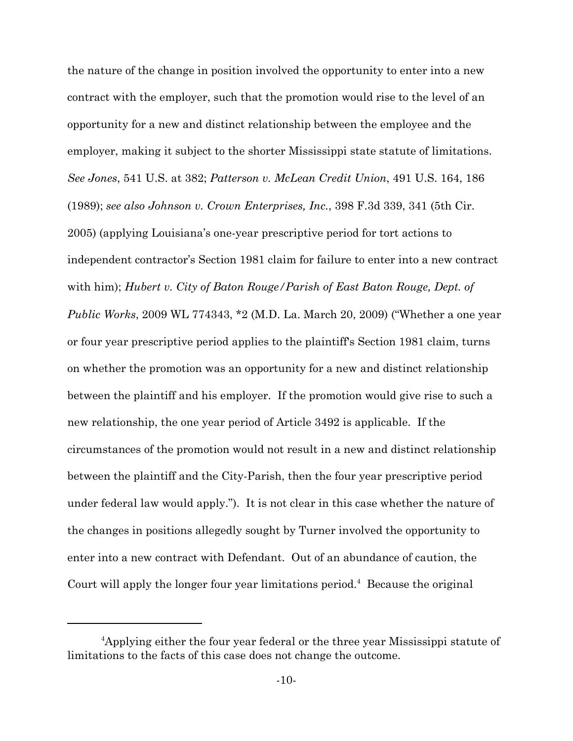the nature of the change in position involved the opportunity to enter into a new contract with the employer, such that the promotion would rise to the level of an opportunity for a new and distinct relationship between the employee and the employer, making it subject to the shorter Mississippi state statute of limitations. *See Jones*, 541 U.S. at 382; *Patterson v. McLean Credit Union*, 491 U.S. 164, 186 (1989); *see also Johnson v. Crown Enterprises, Inc.*, 398 F.3d 339, 341 (5th Cir. 2005) (applying Louisiana's one-year prescriptive period for tort actions to independent contractor's Section 1981 claim for failure to enter into a new contract with him); *Hubert v. City of Baton Rouge/Parish of East Baton Rouge, Dept. of Public Works*, 2009 WL 774343, *2 (M.D. La. March 20, 2009) ("Whether a one year or four year prescriptive period applies to the plaintiff's Section 1981 claim, turns on whether the promotion was an opportunity for a new and distinct relationship between the plaintiff and his employer. If the promotion would give rise to such a new relationship, the one year period of Article 3492 is applicable. If the circumstances of the promotion would not result in a new and distinct relationship between the plaintiff and the City-Parish, then the four year prescriptive period under federal law would apply."). It is not clear in this case whether the nature of the changes in positions allegedly sought by Turner involved the opportunity to enter into a new contract with Defendant. Out of an abundance of caution, the Court will apply the longer four year limitations period.[4] Because the original

[4]Applying either the four year federal or the three year Mississippi statute of limitations to the facts of this case does not change the outcome.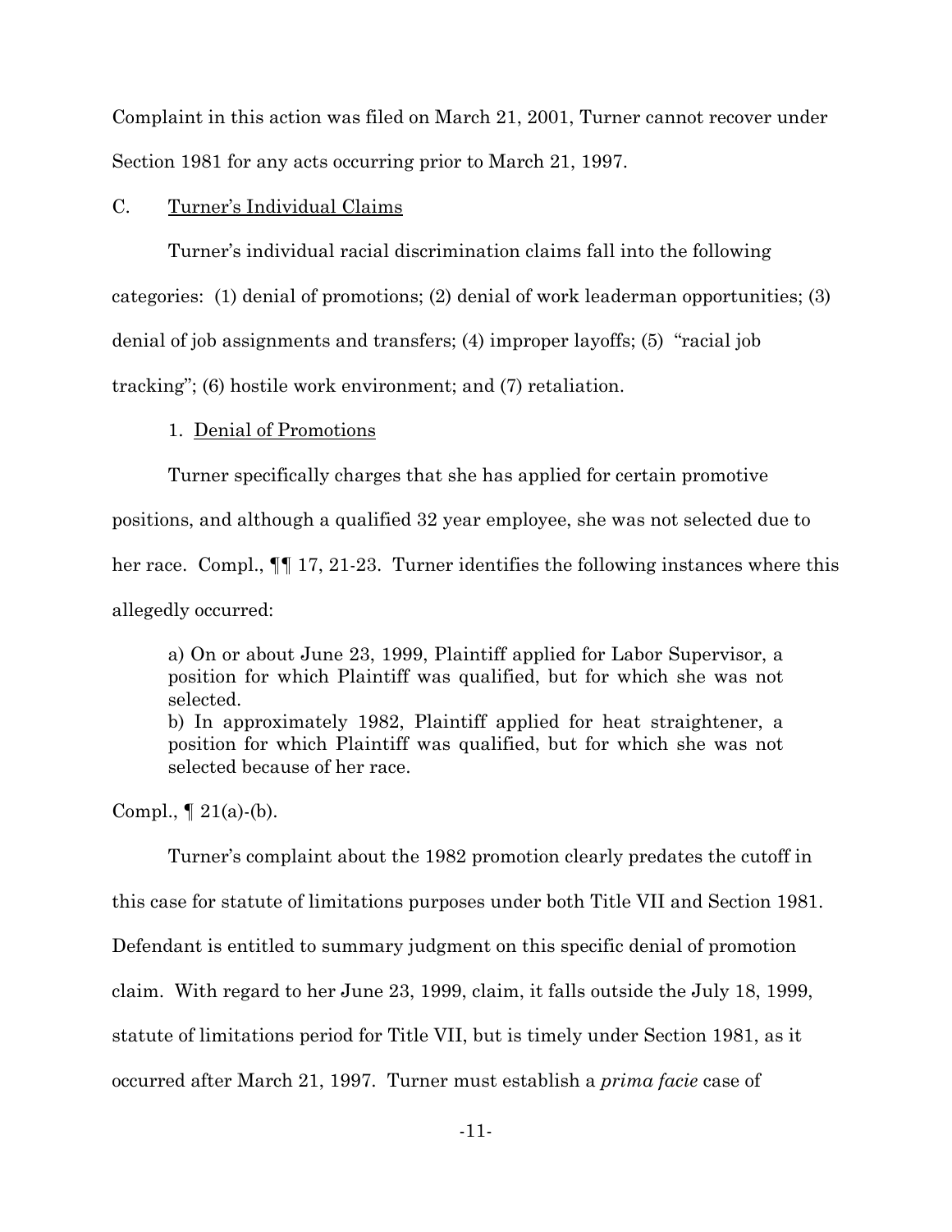Complaint in this action was filed on March 21, 2001, Turner cannot recover under Section 1981 for any acts occurring prior to March 21, 1997.

C. Turner's Individual Claims

Turner's individual racial discrimination claims fall into the following categories: (1) denial of promotions; (2) denial of work leaderman opportunities; (3) denial of job assignments and transfers; (4) improper layoffs; (5) "racial job tracking"; (6) hostile work environment; and (7) retaliation.

1. Denial of Promotions

Turner specifically charges that she has applied for certain promotive positions, and although a qualified 32 year employee, she was not selected due to her race. Compl., ¶¶ 17, 21-23. Turner identifies the following instances where this allegedly occurred:

> a) On or about June 23, 1999, Plaintiff applied for Labor Supervisor, a position for which Plaintiff was qualified, but for which she was not selected.
> b) In approximately 1982, Plaintiff applied for heat straightener, a position for which Plaintiff was qualified, but for which she was not selected because of her race.

Compl., ¶ 21(a)-(b).

Turner's complaint about the 1982 promotion clearly predates the cutoff in this case for statute of limitations purposes under both Title VII and Section 1981. Defendant is entitled to summary judgment on this specific denial of promotion claim. With regard to her June 23, 1999, claim, it falls outside the July 18, 1999, statute of limitations period for Title VII, but is timely under Section 1981, as it occurred after March 21, 1997. Turner must establish a *prima facie* case of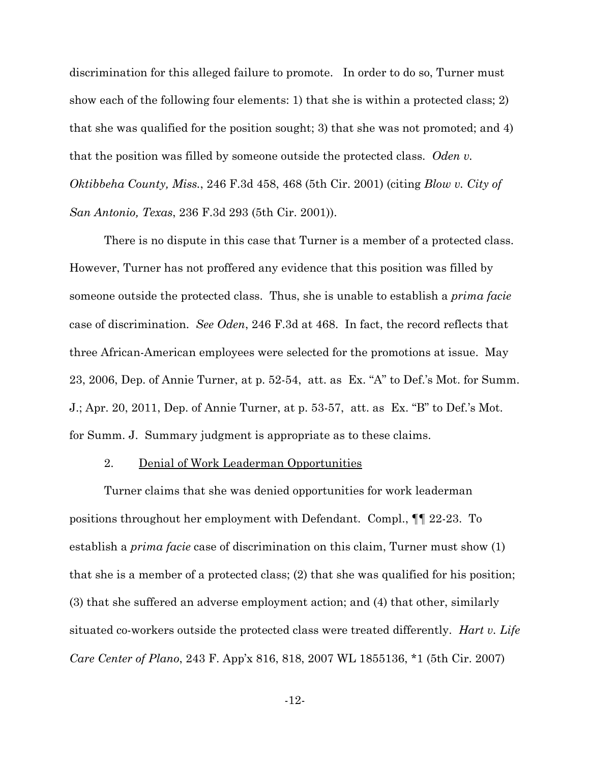discrimination for this alleged failure to promote. In order to do so, Turner must show each of the following four elements: 1) that she is within a protected class; 2) that she was qualified for the position sought; 3) that she was not promoted; and 4) that the position was filled by someone outside the protected class. *Oden v. Oktibbeha County, Miss.*, 246 F.3d 458, 468 (5th Cir. 2001) (citing *Blow v. City of San Antonio, Texas*, 236 F.3d 293 (5th Cir. 2001)).

There is no dispute in this case that Turner is a member of a protected class. However, Turner has not proffered any evidence that this position was filled by someone outside the protected class. Thus, she is unable to establish a *prima facie* case of discrimination. *See Oden*, 246 F.3d at 468. In fact, the record reflects that three African-American employees were selected for the promotions at issue. May 23, 2006, Dep. of Annie Turner, at p. 52-54, att. as Ex. "A" to Def.'s Mot. for Summ. J.; Apr. 20, 2011, Dep. of Annie Turner, at p. 53-57, att. as Ex. "B" to Def.'s Mot. for Summ. J. Summary judgment is appropriate as to these claims.

2. <u>Denial of Work Leaderman Opportunities</u>

Turner claims that she was denied opportunities for work leaderman positions throughout her employment with Defendant. Compl., ¶¶ 22-23. To establish a *prima facie* case of discrimination on this claim, Turner must show (1) that she is a member of a protected class; (2) that she was qualified for his position; (3) that she suffered an adverse employment action; and (4) that other, similarly situated co-workers outside the protected class were treated differently. *Hart v. Life Care Center of Plano*, 243 F. App'x 816, 818, 2007 WL 1855136, *1 (5th Cir. 2007)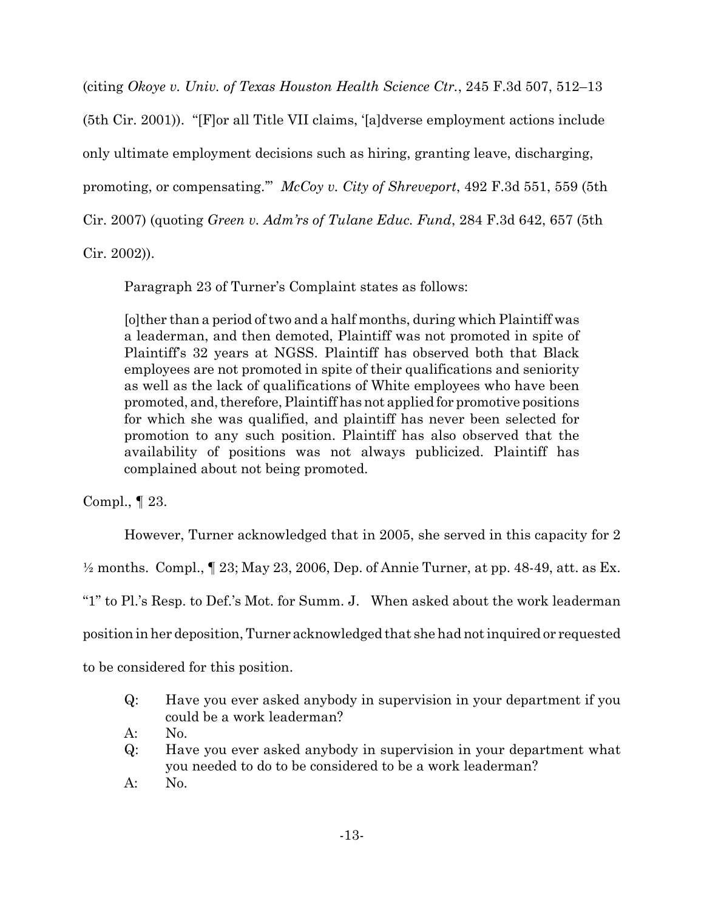(citing *Okoye v. Univ. of Texas Houston Health Science Ctr.*, 245 F.3d 507, 512–13 (5th Cir. 2001)). "[F]or all Title VII claims, '[a]dverse employment actions include only ultimate employment decisions such as hiring, granting leave, discharging, promoting, or compensating.'" *McCoy v. City of Shreveport*, 492 F.3d 551, 559 (5th Cir. 2007) (quoting *Green v. Adm'rs of Tulane Educ. Fund*, 284 F.3d 642, 657 (5th Cir. 2002)).

Paragraph 23 of Turner's Complaint states as follows:

> [o]ther than a period of two and a half months, during which Plaintiff was a leaderman, and then demoted, Plaintiff was not promoted in spite of Plaintiff's 32 years at NGSS. Plaintiff has observed both that Black employees are not promoted in spite of their qualifications and seniority as well as the lack of qualifications of White employees who have been promoted, and, therefore, Plaintiff has not applied for promotive positions for which she was qualified, and plaintiff has never been selected for promotion to any such position. Plaintiff has also observed that the availability of positions was not always publicized. Plaintiff has complained about not being promoted.

Compl., ¶ 23.

However, Turner acknowledged that in 2005, she served in this capacity for 2 ½ months. Compl., ¶ 23; May 23, 2006, Dep. of Annie Turner, at pp. 48-49, att. as Ex. "1" to Pl.'s Resp. to Def.'s Mot. for Summ. J. When asked about the work leaderman position in her deposition, Turner acknowledged that she had not inquired or requested to be considered for this position.

> Q: Have you ever asked anybody in supervision in your department if you could be a work leaderman?
>
> A: No.
>
> Q: Have you ever asked anybody in supervision in your department what you needed to do to be considered to be a work leaderman?
>
> A: No.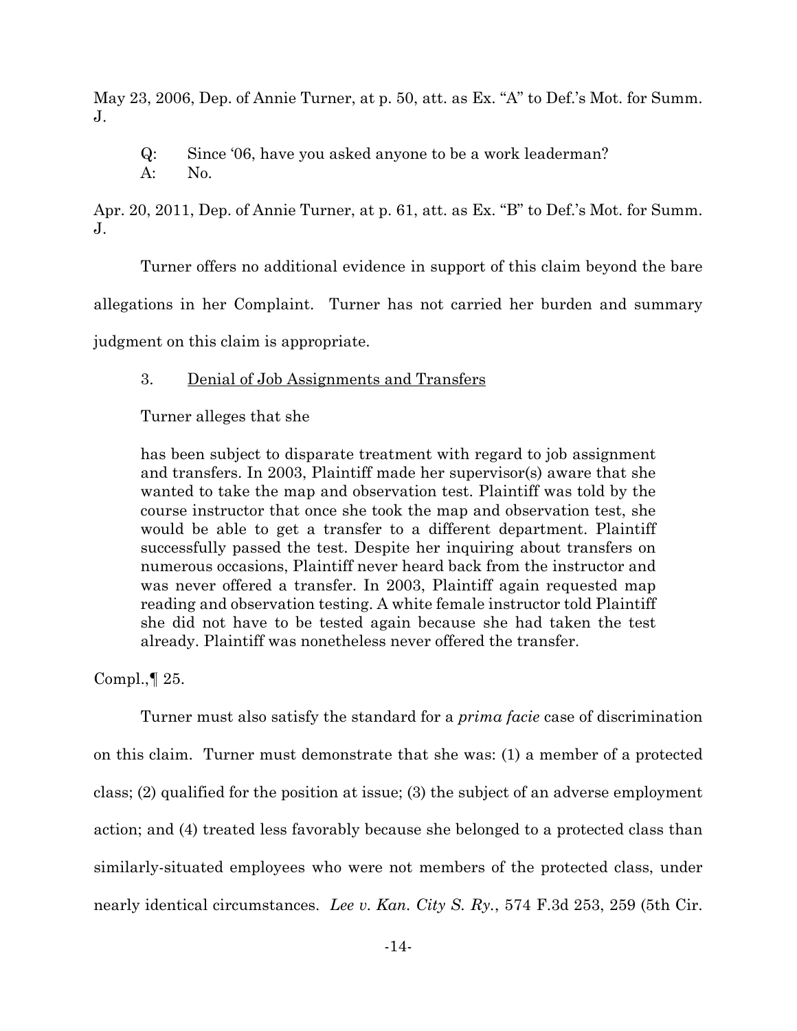May 23, 2006, Dep. of Annie Turner, at p. 50, att. as Ex. "A" to Def.'s Mot. for Summ. J.

> Q: Since '06, have you asked anyone to be a work leaderman?
> A: No.

Apr. 20, 2011, Dep. of Annie Turner, at p. 61, att. as Ex. "B" to Def.'s Mot. for Summ. J.

Turner offers no additional evidence in support of this claim beyond the bare allegations in her Complaint. Turner has not carried her burden and summary judgment on this claim is appropriate.

3. Denial of Job Assignments and Transfers

Turner alleges that she

> has been subject to disparate treatment with regard to job assignment and transfers. In 2003, Plaintiff made her supervisor(s) aware that she wanted to take the map and observation test. Plaintiff was told by the course instructor that once she took the map and observation test, she would be able to get a transfer to a different department. Plaintiff successfully passed the test. Despite her inquiring about transfers on numerous occasions, Plaintiff never heard back from the instructor and was never offered a transfer. In 2003, Plaintiff again requested map reading and observation testing. A white female instructor told Plaintiff she did not have to be tested again because she had taken the test already. Plaintiff was nonetheless never offered the transfer.

Compl.,¶ 25.

Turner must also satisfy the standard for a *prima facie* case of discrimination on this claim. Turner must demonstrate that she was: (1) a member of a protected class; (2) qualified for the position at issue; (3) the subject of an adverse employment action; and (4) treated less favorably because she belonged to a protected class than similarly-situated employees who were not members of the protected class, under nearly identical circumstances. *Lee v. Kan. City S. Ry.*, 574 F.3d 253, 259 (5th Cir.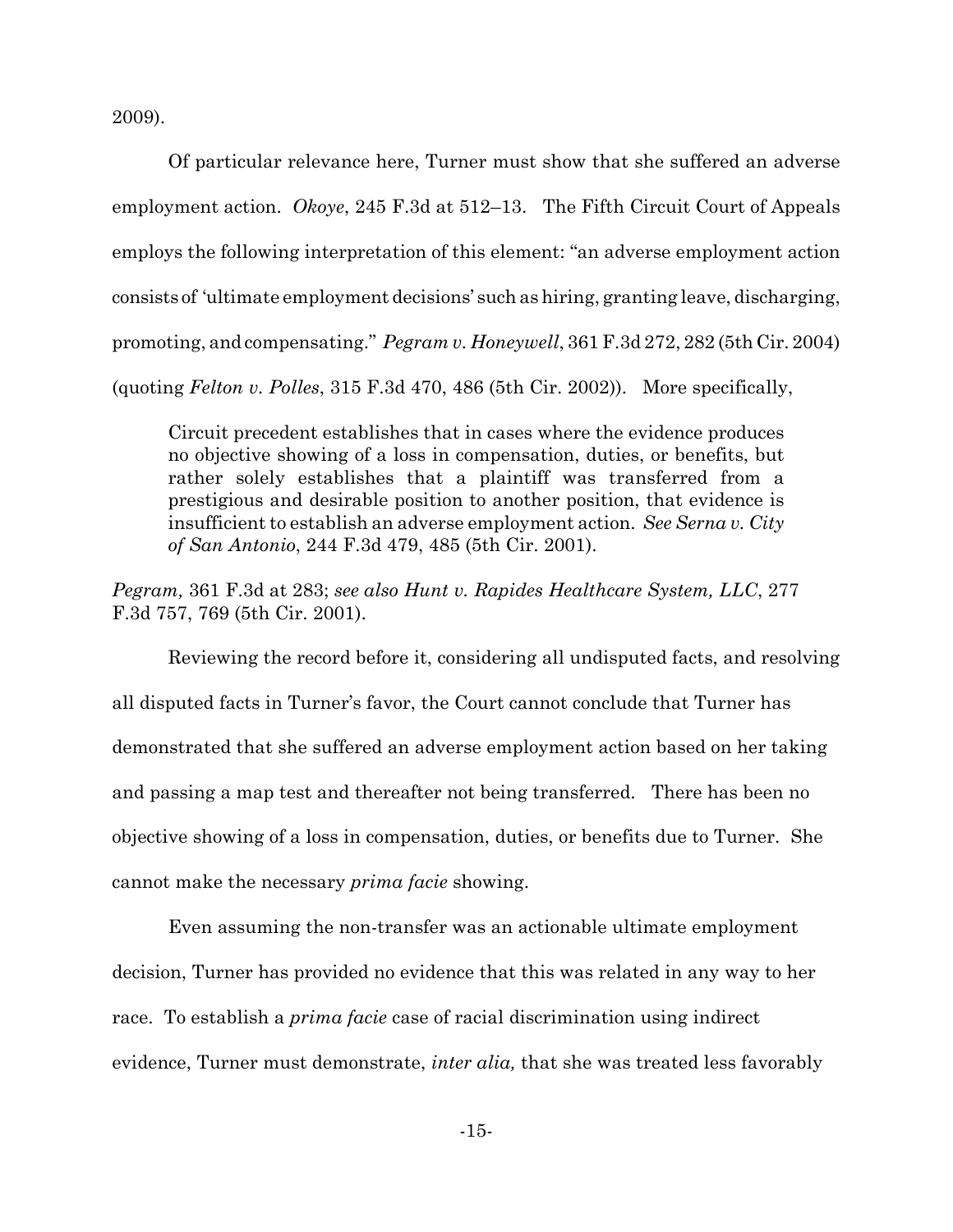2009).

Of particular relevance here, Turner must show that she suffered an adverse employment action. *Okoye*, 245 F.3d at 512–13. The Fifth Circuit Court of Appeals employs the following interpretation of this element: "an adverse employment action consists of 'ultimate employment decisions' such as hiring, granting leave, discharging, promoting, and compensating." *Pegram v. Honeywell*, 361 F.3d 272, 282 (5th Cir. 2004) (quoting *Felton v. Polles*, 315 F.3d 470, 486 (5th Cir. 2002)). More specifically,

> Circuit precedent establishes that in cases where the evidence produces no objective showing of a loss in compensation, duties, or benefits, but rather solely establishes that a plaintiff was transferred from a prestigious and desirable position to another position, that evidence is insufficient to establish an adverse employment action. *See Serna v. City of San Antonio*, 244 F.3d 479, 485 (5th Cir. 2001).

*Pegram,* 361 F.3d at 283; *see also Hunt v. Rapides Healthcare System, LLC*, 277 F.3d 757, 769 (5th Cir. 2001).

Reviewing the record before it, considering all undisputed facts, and resolving all disputed facts in Turner's favor, the Court cannot conclude that Turner has demonstrated that she suffered an adverse employment action based on her taking and passing a map test and thereafter not being transferred. There has been no objective showing of a loss in compensation, duties, or benefits due to Turner. She cannot make the necessary *prima facie* showing.

Even assuming the non-transfer was an actionable ultimate employment decision, Turner has provided no evidence that this was related in any way to her race. To establish a *prima facie* case of racial discrimination using indirect evidence, Turner must demonstrate, *inter alia,* that she was treated less favorably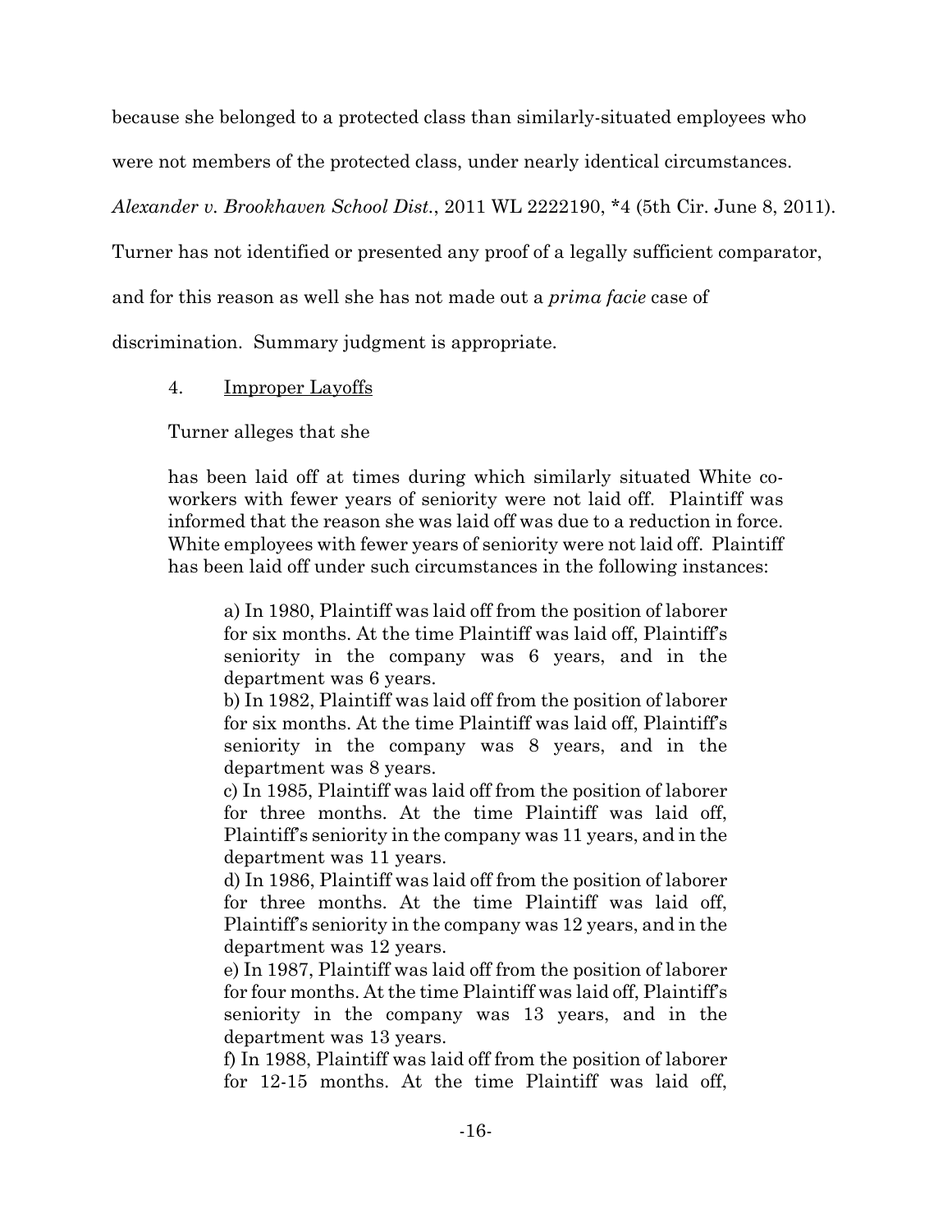because she belonged to a protected class than similarly-situated employees who were not members of the protected class, under nearly identical circumstances. *Alexander v. Brookhaven School Dist.*, 2011 WL 2222190, *4 (5th Cir. June 8, 2011). Turner has not identified or presented any proof of a legally sufficient comparator, and for this reason as well she has not made out a *prima facie* case of discrimination. Summary judgment is appropriate.

4. Improper Layoffs

Turner alleges that she

> has been laid off at times during which similarly situated White co-workers with fewer years of seniority were not laid off. Plaintiff was informed that the reason she was laid off was due to a reduction in force. White employees with fewer years of seniority were not laid off. Plaintiff has been laid off under such circumstances in the following instances:
>
> a) In 1980, Plaintiff was laid off from the position of laborer for six months. At the time Plaintiff was laid off, Plaintiff's seniority in the company was 6 years, and in the department was 6 years.
>
> b) In 1982, Plaintiff was laid off from the position of laborer for six months. At the time Plaintiff was laid off, Plaintiff's seniority in the company was 8 years, and in the department was 8 years.
>
> c) In 1985, Plaintiff was laid off from the position of laborer for three months. At the time Plaintiff was laid off, Plaintiff's seniority in the company was 11 years, and in the department was 11 years.
>
> d) In 1986, Plaintiff was laid off from the position of laborer for three months. At the time Plaintiff was laid off, Plaintiff's seniority in the company was 12 years, and in the department was 12 years.
>
> e) In 1987, Plaintiff was laid off from the position of laborer for four months. At the time Plaintiff was laid off, Plaintiff's seniority in the company was 13 years, and in the department was 13 years.
>
> f) In 1988, Plaintiff was laid off from the position of laborer for 12-15 months. At the time Plaintiff was laid off,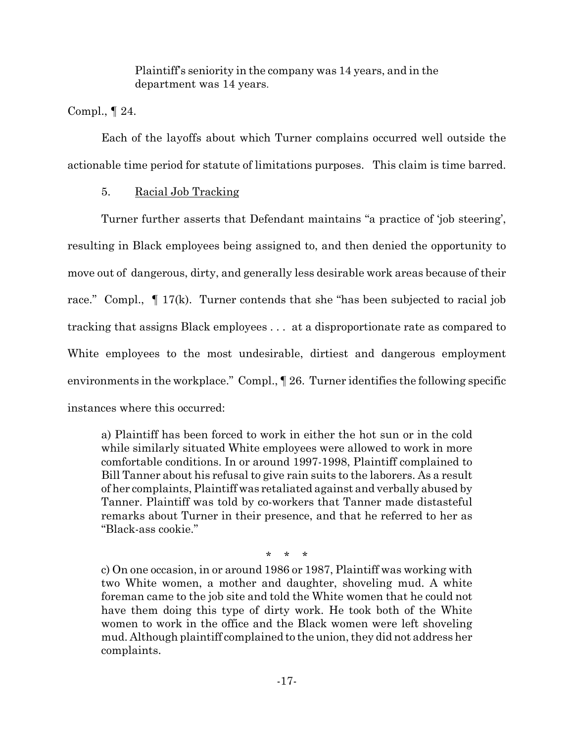> Plaintiff's seniority in the company was 14 years, and in the department was 14 years.

Compl., ¶ 24.

Each of the layoffs about which Turner complains occurred well outside the actionable time period for statute of limitations purposes. This claim is time barred.

5. Racial Job Tracking

Turner further asserts that Defendant maintains "a practice of 'job steering', resulting in Black employees being assigned to, and then denied the opportunity to move out of dangerous, dirty, and generally less desirable work areas because of their race." Compl., ¶ 17(k). Turner contends that she "has been subjected to racial job tracking that assigns Black employees . . . at a disproportionate rate as compared to White employees to the most undesirable, dirtiest and dangerous employment environments in the workplace." Compl., ¶ 26. Turner identifies the following specific instances where this occurred:

> a) Plaintiff has been forced to work in either the hot sun or in the cold while similarly situated White employees were allowed to work in more comfortable conditions. In or around 1997-1998, Plaintiff complained to Bill Tanner about his refusal to give rain suits to the laborers. As a result of her complaints, Plaintiff was retaliated against and verbally abused by Tanner. Plaintiff was told by co-workers that Tanner made distasteful remarks about Turner in their presence, and that he referred to her as "Black-ass cookie."
>
> \* \* \*
>
> c) On one occasion, in or around 1986 or 1987, Plaintiff was working with two White women, a mother and daughter, shoveling mud. A white foreman came to the job site and told the White women that he could not have them doing this type of dirty work. He took both of the White women to work in the office and the Black women were left shoveling mud. Although plaintiff complained to the union, they did not address her complaints.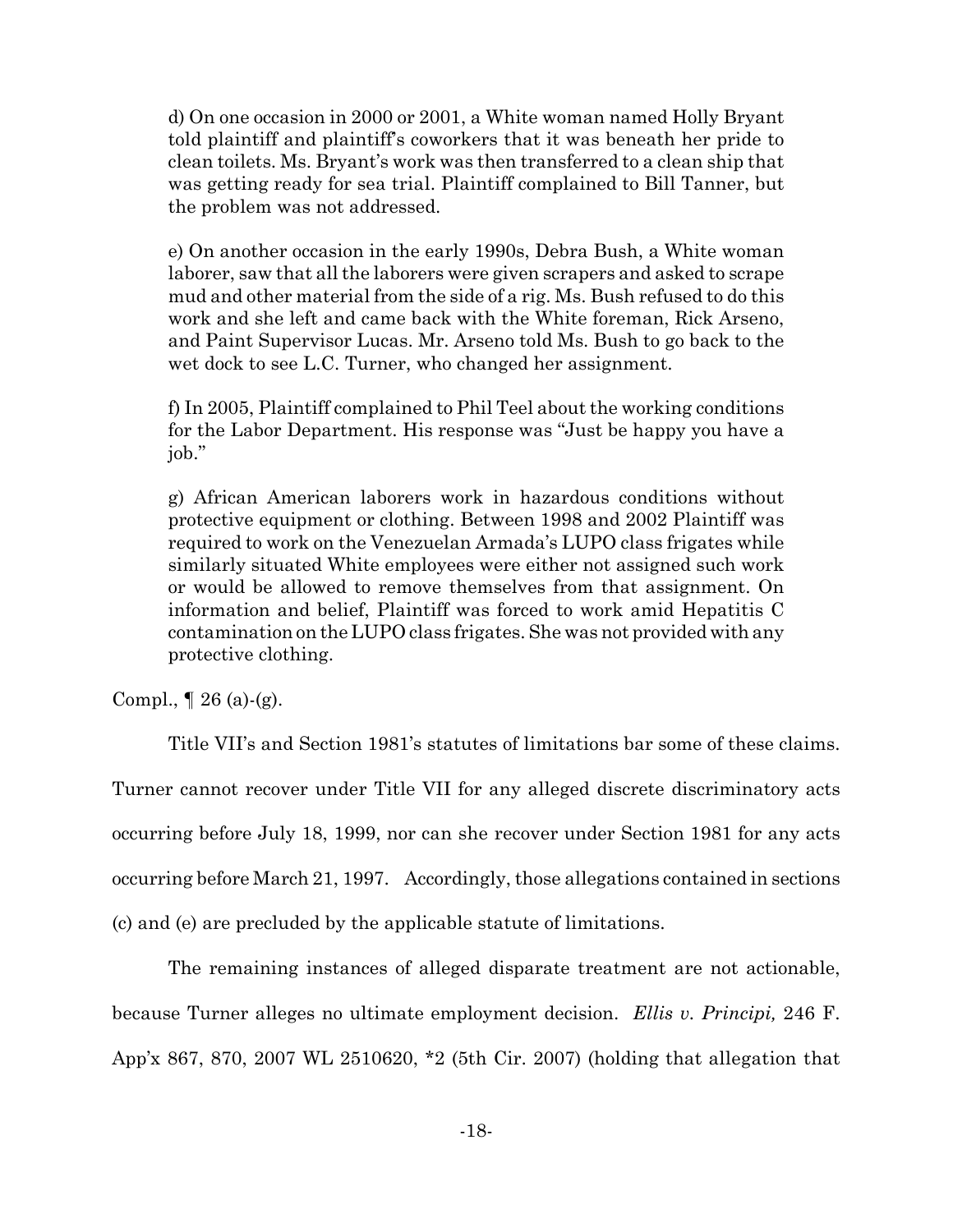> d) On one occasion in 2000 or 2001, a White woman named Holly Bryant told plaintiff and plaintiff's coworkers that it was beneath her pride to clean toilets. Ms. Bryant's work was then transferred to a clean ship that was getting ready for sea trial. Plaintiff complained to Bill Tanner, but the problem was not addressed.
>
> e) On another occasion in the early 1990s, Debra Bush, a White woman laborer, saw that all the laborers were given scrapers and asked to scrape mud and other material from the side of a rig. Ms. Bush refused to do this work and she left and came back with the White foreman, Rick Arseno, and Paint Supervisor Lucas. Mr. Arseno told Ms. Bush to go back to the wet dock to see L.C. Turner, who changed her assignment.
>
> f) In 2005, Plaintiff complained to Phil Teel about the working conditions for the Labor Department. His response was "Just be happy you have a job."
>
> g) African American laborers work in hazardous conditions without protective equipment or clothing. Between 1998 and 2002 Plaintiff was required to work on the Venezuelan Armada's LUPO class frigates while similarly situated White employees were either not assigned such work or would be allowed to remove themselves from that assignment. On information and belief, Plaintiff was forced to work amid Hepatitis C contamination on the LUPO class frigates. She was not provided with any protective clothing.

Compl., ¶ 26 (a)-(g).

Title VII's and Section 1981's statutes of limitations bar some of these claims. Turner cannot recover under Title VII for any alleged discrete discriminatory acts occurring before July 18, 1999, nor can she recover under Section 1981 for any acts occurring before March 21, 1997. Accordingly, those allegations contained in sections (c) and (e) are precluded by the applicable statute of limitations.

The remaining instances of alleged disparate treatment are not actionable, because Turner alleges no ultimate employment decision. *Ellis v. Principi,* 246 F. App'x 867, 870, 2007 WL 2510620, *2 (5th Cir. 2007) (holding that allegation that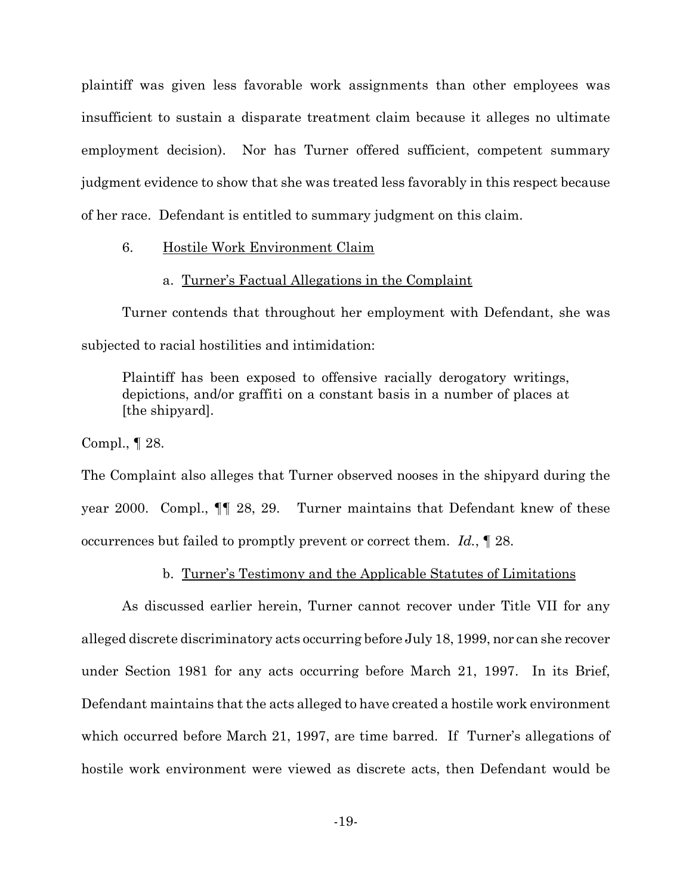plaintiff was given less favorable work assignments than other employees was insufficient to sustain a disparate treatment claim because it alleges no ultimate employment decision). Nor has Turner offered sufficient, competent summary judgment evidence to show that she was treated less favorably in this respect because of her race. Defendant is entitled to summary judgment on this claim.

6. Hostile Work Environment Claim

a. Turner's Factual Allegations in the Complaint

Turner contends that throughout her employment with Defendant, she was subjected to racial hostilities and intimidation:

> Plaintiff has been exposed to offensive racially derogatory writings, depictions, and/or graffiti on a constant basis in a number of places at [the shipyard].

Compl., ¶ 28.

The Complaint also alleges that Turner observed nooses in the shipyard during the year 2000. Compl., ¶¶ 28, 29. Turner maintains that Defendant knew of these occurrences but failed to promptly prevent or correct them. *Id.*, ¶ 28.

b. Turner's Testimony and the Applicable Statutes of Limitations

As discussed earlier herein, Turner cannot recover under Title VII for any alleged discrete discriminatory acts occurring before July 18, 1999, nor can she recover under Section 1981 for any acts occurring before March 21, 1997. In its Brief, Defendant maintains that the acts alleged to have created a hostile work environment which occurred before March 21, 1997, are time barred. If Turner's allegations of hostile work environment were viewed as discrete acts, then Defendant would be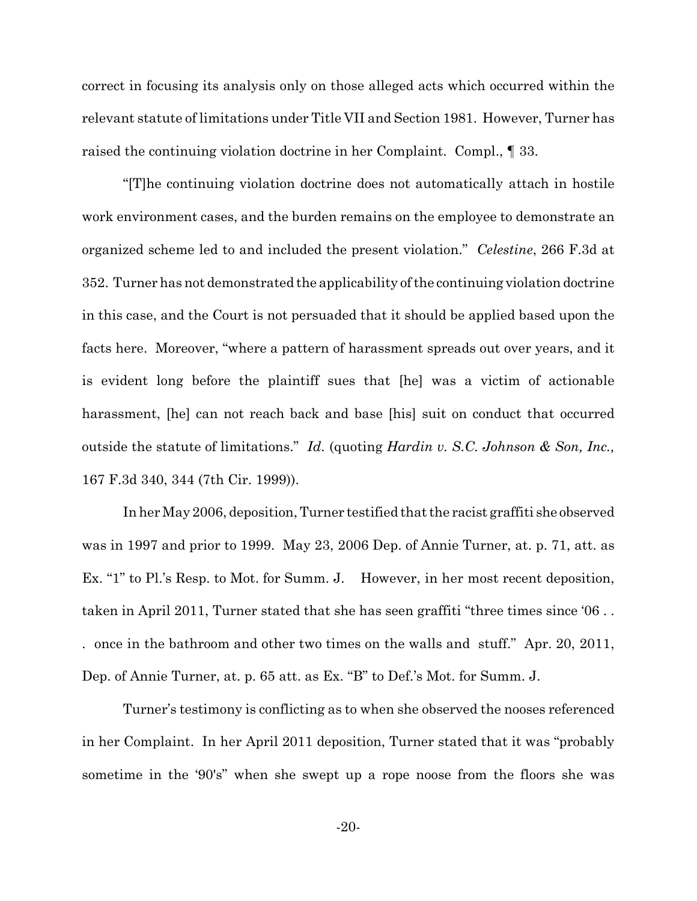correct in focusing its analysis only on those alleged acts which occurred within the relevant statute of limitations under Title VII and Section 1981. However, Turner has raised the continuing violation doctrine in her Complaint. Compl., ¶ 33.

"[T]he continuing violation doctrine does not automatically attach in hostile work environment cases, and the burden remains on the employee to demonstrate an organized scheme led to and included the present violation." *Celestine*, 266 F.3d at 352. Turner has not demonstrated the applicability of the continuing violation doctrine in this case, and the Court is not persuaded that it should be applied based upon the facts here. Moreover, "where a pattern of harassment spreads out over years, and it is evident long before the plaintiff sues that [he] was a victim of actionable harassment, [he] can not reach back and base [his] suit on conduct that occurred outside the statute of limitations." *Id.* (quoting *Hardin v. S.C. Johnson & Son, Inc.,* 167 F.3d 340, 344 (7th Cir. 1999)).

In her May 2006, deposition, Turner testified that the racist graffiti she observed was in 1997 and prior to 1999. May 23, 2006 Dep. of Annie Turner, at. p. 71, att. as Ex. "1" to Pl.'s Resp. to Mot. for Summ. J. However, in her most recent deposition, taken in April 2011, Turner stated that she has seen graffiti "three times since '06 . . . once in the bathroom and other two times on the walls and stuff." Apr. 20, 2011, Dep. of Annie Turner, at. p. 65 att. as Ex. "B" to Def.'s Mot. for Summ. J.

Turner's testimony is conflicting as to when she observed the nooses referenced in her Complaint. In her April 2011 deposition, Turner stated that it was "probably sometime in the '90's" when she swept up a rope noose from the floors she was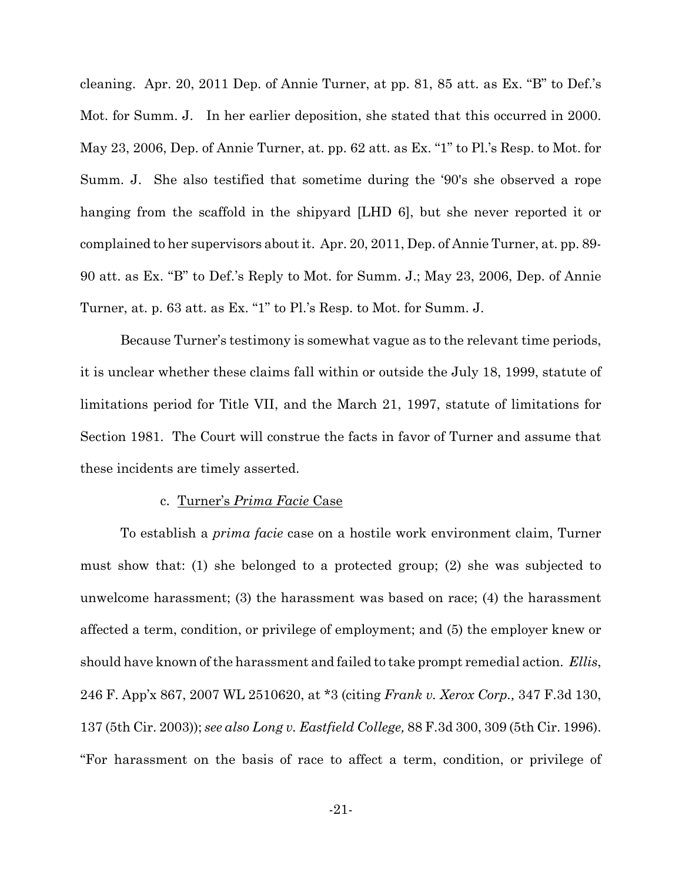cleaning. Apr. 20, 2011 Dep. of Annie Turner, at pp. 81, 85 att. as Ex. "B" to Def.'s Mot. for Summ. J. In her earlier deposition, she stated that this occurred in 2000. May 23, 2006, Dep. of Annie Turner, at. pp. 62 att. as Ex. "1" to Pl.'s Resp. to Mot. for Summ. J. She also testified that sometime during the '90's she observed a rope hanging from the scaffold in the shipyard [LHD 6], but she never reported it or complained to her supervisors about it. Apr. 20, 2011, Dep. of Annie Turner, at. pp. 89-90 att. as Ex. "B" to Def.'s Reply to Mot. for Summ. J.; May 23, 2006, Dep. of Annie Turner, at. p. 63 att. as Ex. "1" to Pl.'s Resp. to Mot. for Summ. J.

Because Turner's testimony is somewhat vague as to the relevant time periods, it is unclear whether these claims fall within or outside the July 18, 1999, statute of limitations period for Title VII, and the March 21, 1997, statute of limitations for Section 1981. The Court will construe the facts in favor of Turner and assume that these incidents are timely asserted.

c. Turner's *Prima Facie* Case

To establish a *prima facie* case on a hostile work environment claim, Turner must show that: (1) she belonged to a protected group; (2) she was subjected to unwelcome harassment; (3) the harassment was based on race; (4) the harassment affected a term, condition, or privilege of employment; and (5) the employer knew or should have known of the harassment and failed to take prompt remedial action. *Ellis*, 246 F. App'x 867, 2007 WL 2510620, at *3 (citing *Frank v. Xerox Corp.,* 347 F.3d 130, 137 (5th Cir. 2003)); *see also Long v. Eastfield College,* 88 F.3d 300, 309 (5th Cir. 1996). "For harassment on the basis of race to affect a term, condition, or privilege of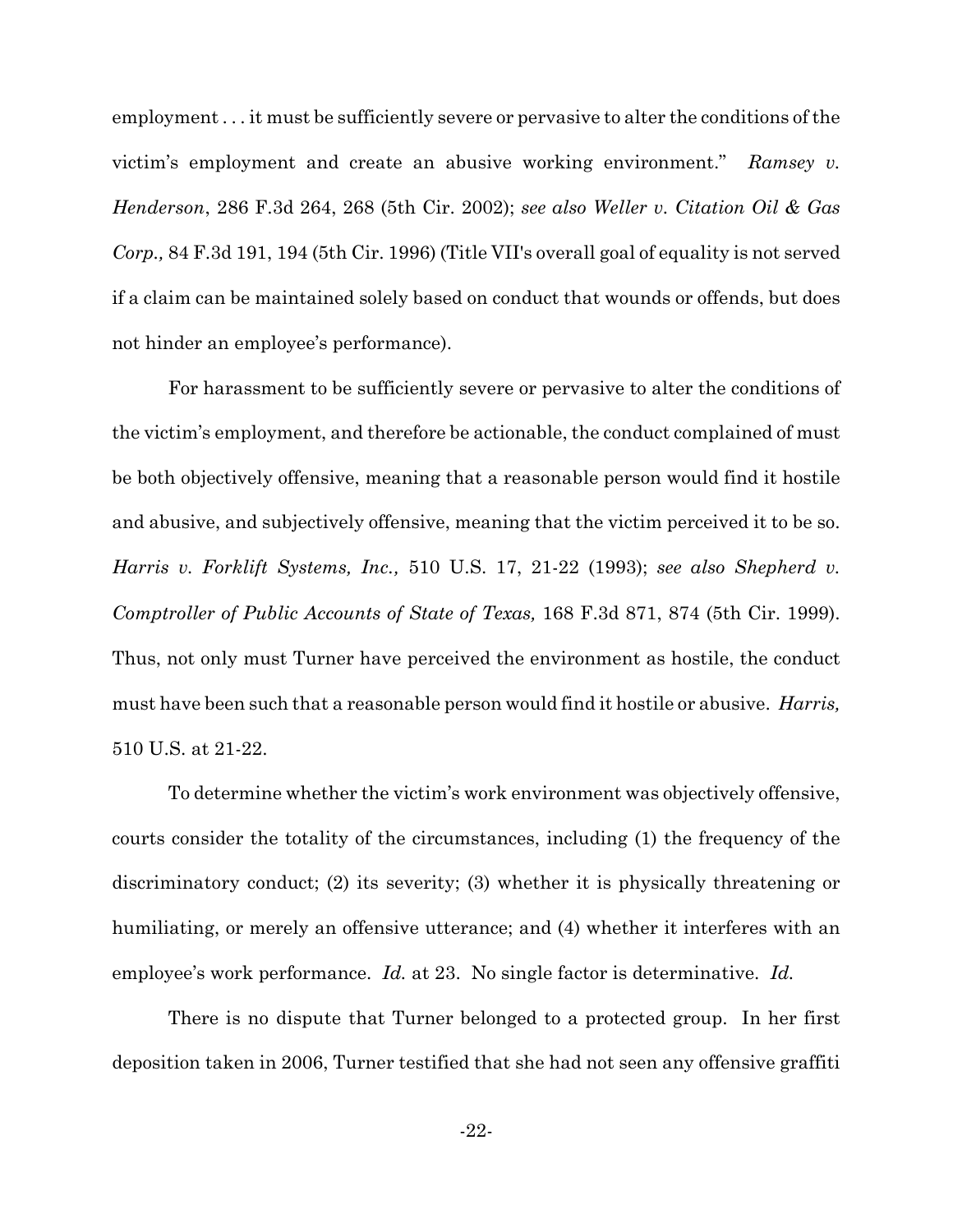employment . . . it must be sufficiently severe or pervasive to alter the conditions of the victim's employment and create an abusive working environment." *Ramsey v. Henderson*, 286 F.3d 264, 268 (5th Cir. 2002); *see also Weller v. Citation Oil & Gas Corp.,* 84 F.3d 191, 194 (5th Cir. 1996) (Title VII's overall goal of equality is not served if a claim can be maintained solely based on conduct that wounds or offends, but does not hinder an employee's performance).

For harassment to be sufficiently severe or pervasive to alter the conditions of the victim's employment, and therefore be actionable, the conduct complained of must be both objectively offensive, meaning that a reasonable person would find it hostile and abusive, and subjectively offensive, meaning that the victim perceived it to be so. *Harris v. Forklift Systems, Inc.,* 510 U.S. 17, 21-22 (1993); *see also Shepherd v. Comptroller of Public Accounts of State of Texas,* 168 F.3d 871, 874 (5th Cir. 1999). Thus, not only must Turner have perceived the environment as hostile, the conduct must have been such that a reasonable person would find it hostile or abusive. *Harris,* 510 U.S. at 21-22.

To determine whether the victim's work environment was objectively offensive, courts consider the totality of the circumstances, including (1) the frequency of the discriminatory conduct; (2) its severity; (3) whether it is physically threatening or humiliating, or merely an offensive utterance; and (4) whether it interferes with an employee's work performance. *Id.* at 23. No single factor is determinative. *Id.*

There is no dispute that Turner belonged to a protected group. In her first deposition taken in 2006, Turner testified that she had not seen any offensive graffiti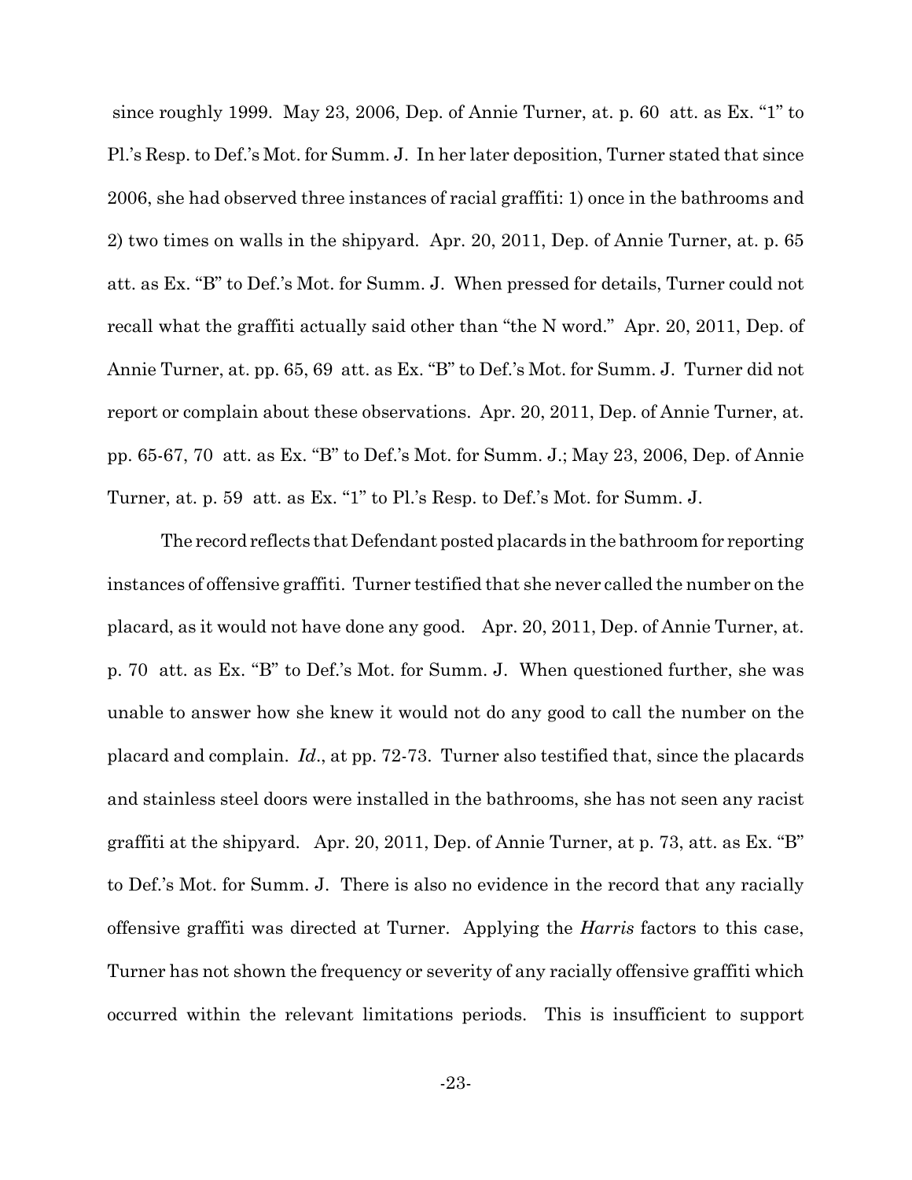since roughly 1999. May 23, 2006, Dep. of Annie Turner, at. p. 60 att. as Ex. "1" to Pl.'s Resp. to Def.'s Mot. for Summ. J. In her later deposition, Turner stated that since 2006, she had observed three instances of racial graffiti: 1) once in the bathrooms and 2) two times on walls in the shipyard. Apr. 20, 2011, Dep. of Annie Turner, at. p. 65 att. as Ex. "B" to Def.'s Mot. for Summ. J. When pressed for details, Turner could not recall what the graffiti actually said other than "the N word." Apr. 20, 2011, Dep. of Annie Turner, at. pp. 65, 69 att. as Ex. "B" to Def.'s Mot. for Summ. J. Turner did not report or complain about these observations. Apr. 20, 2011, Dep. of Annie Turner, at. pp. 65-67, 70 att. as Ex. "B" to Def.'s Mot. for Summ. J.; May 23, 2006, Dep. of Annie Turner, at. p. 59 att. as Ex. "1" to Pl.'s Resp. to Def.'s Mot. for Summ. J.

The record reflects that Defendant posted placards in the bathroom for reporting instances of offensive graffiti. Turner testified that she never called the number on the placard, as it would not have done any good. Apr. 20, 2011, Dep. of Annie Turner, at. p. 70 att. as Ex. "B" to Def.'s Mot. for Summ. J. When questioned further, she was unable to answer how she knew it would not do any good to call the number on the placard and complain. *Id*., at pp. 72-73. Turner also testified that, since the placards and stainless steel doors were installed in the bathrooms, she has not seen any racist graffiti at the shipyard. Apr. 20, 2011, Dep. of Annie Turner, at p. 73, att. as Ex. "B" to Def.'s Mot. for Summ. J. There is also no evidence in the record that any racially offensive graffiti was directed at Turner. Applying the *Harris* factors to this case, Turner has not shown the frequency or severity of any racially offensive graffiti which occurred within the relevant limitations periods. This is insufficient to support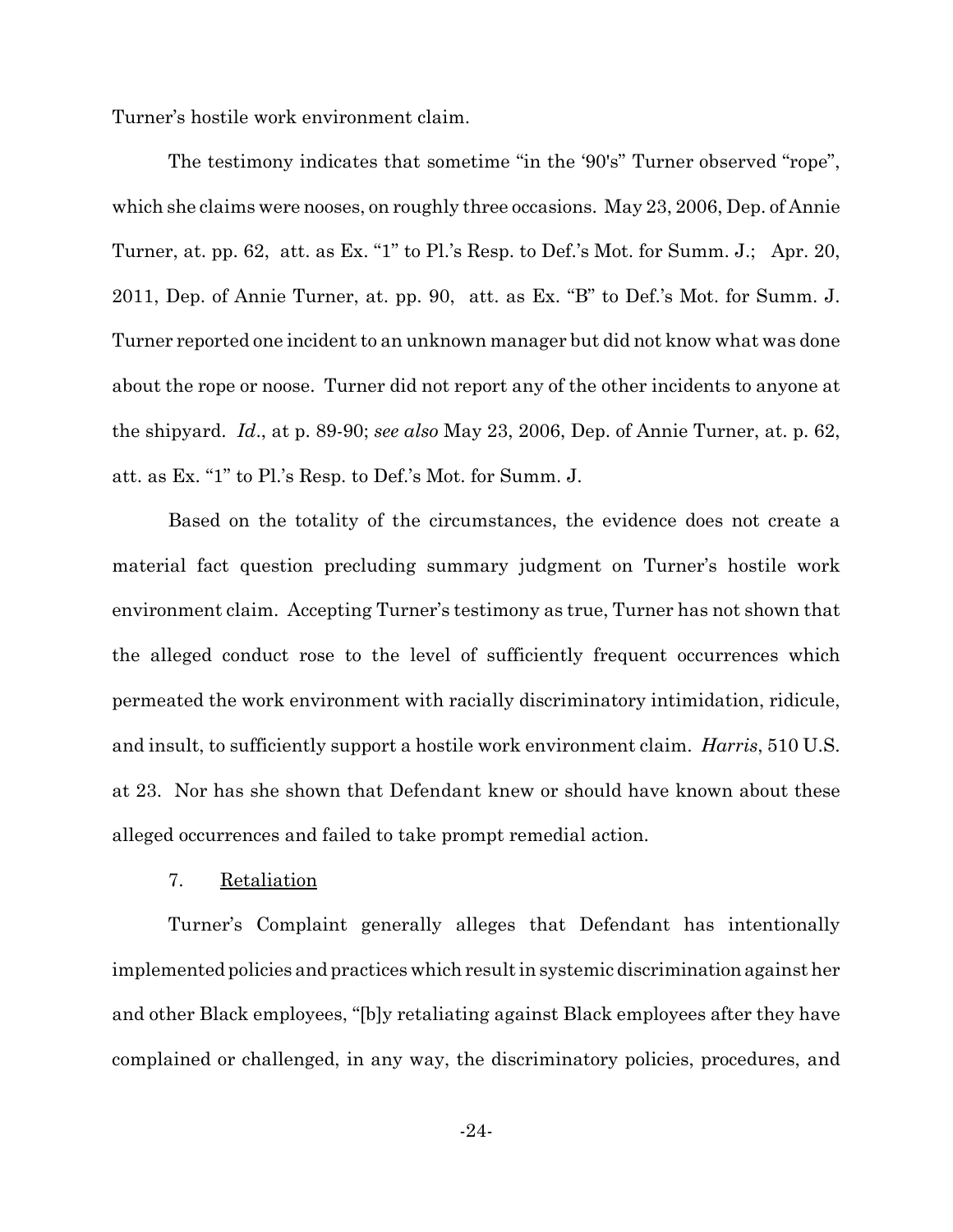Turner's hostile work environment claim.

The testimony indicates that sometime "in the '90's" Turner observed "rope", which she claims were nooses, on roughly three occasions. May 23, 2006, Dep. of Annie Turner, at. pp. 62, att. as Ex. "1" to Pl.'s Resp. to Def.'s Mot. for Summ. J.; Apr. 20, 2011, Dep. of Annie Turner, at. pp. 90, att. as Ex. "B" to Def.'s Mot. for Summ. J. Turner reported one incident to an unknown manager but did not know what was done about the rope or noose. Turner did not report any of the other incidents to anyone at the shipyard. *Id*., at p. 89-90; *see also* May 23, 2006, Dep. of Annie Turner, at. p. 62, att. as Ex. "1" to Pl.'s Resp. to Def.'s Mot. for Summ. J.

Based on the totality of the circumstances, the evidence does not create a material fact question precluding summary judgment on Turner's hostile work environment claim. Accepting Turner's testimony as true, Turner has not shown that the alleged conduct rose to the level of sufficiently frequent occurrences which permeated the work environment with racially discriminatory intimidation, ridicule, and insult, to sufficiently support a hostile work environment claim. *Harris*, 510 U.S. at 23. Nor has she shown that Defendant knew or should have known about these alleged occurrences and failed to take prompt remedial action.

7. Retaliation

Turner's Complaint generally alleges that Defendant has intentionally implemented policies and practices which result in systemic discrimination against her and other Black employees, "[b]y retaliating against Black employees after they have complained or challenged, in any way, the discriminatory policies, procedures, and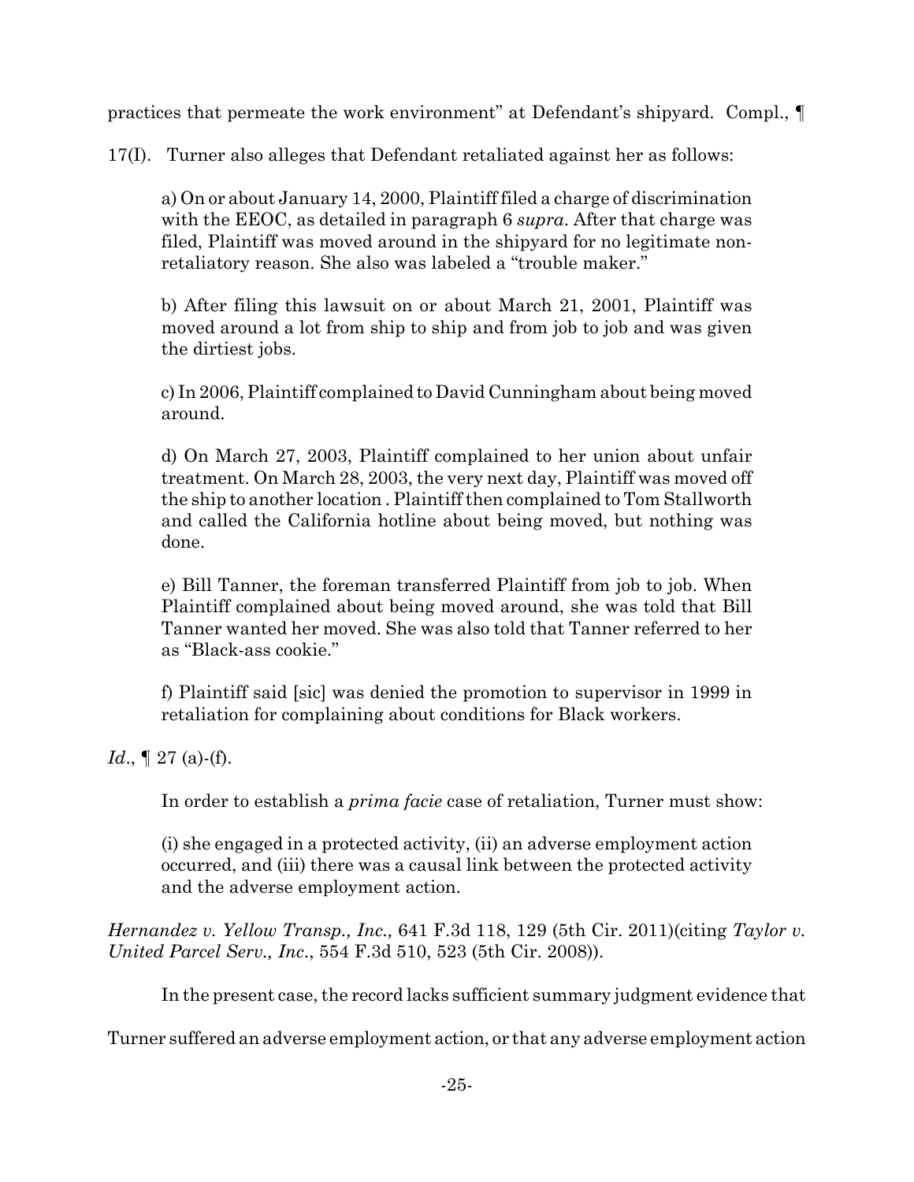practices that permeate the work environment" at Defendant's shipyard. Compl., ¶ 17(I). Turner also alleges that Defendant retaliated against her as follows:

> a) On or about January 14, 2000, Plaintiff filed a charge of discrimination with the EEOC, as detailed in paragraph 6 *supra*. After that charge was filed, Plaintiff was moved around in the shipyard for no legitimate non-retaliatory reason. She also was labeled a "trouble maker."
>
> b) After filing this lawsuit on or about March 21, 2001, Plaintiff was moved around a lot from ship to ship and from job to job and was given the dirtiest jobs.
>
> c) In 2006, Plaintiff complained to David Cunningham about being moved around.
>
> d) On March 27, 2003, Plaintiff complained to her union about unfair treatment. On March 28, 2003, the very next day, Plaintiff was moved off the ship to another location . Plaintiff then complained to Tom Stallworth and called the California hotline about being moved, but nothing was done.
>
> e) Bill Tanner, the foreman transferred Plaintiff from job to job. When Plaintiff complained about being moved around, she was told that Bill Tanner wanted her moved. She was also told that Tanner referred to her as "Black-ass cookie."
>
> f) Plaintiff said [sic] was denied the promotion to supervisor in 1999 in retaliation for complaining about conditions for Black workers.

*Id*., ¶ 27 (a)-(f).

In order to establish a *prima facie* case of retaliation, Turner must show:

> (i) she engaged in a protected activity, (ii) an adverse employment action occurred, and (iii) there was a causal link between the protected activity and the adverse employment action.

*Hernandez v. Yellow Transp., Inc.,* 641 F.3d 118, 129 (5th Cir. 2011)(citing *Taylor v. United Parcel Serv., Inc*., 554 F.3d 510, 523 (5th Cir. 2008)).

In the present case, the record lacks sufficient summary judgment evidence that Turner suffered an adverse employment action, or that any adverse employment action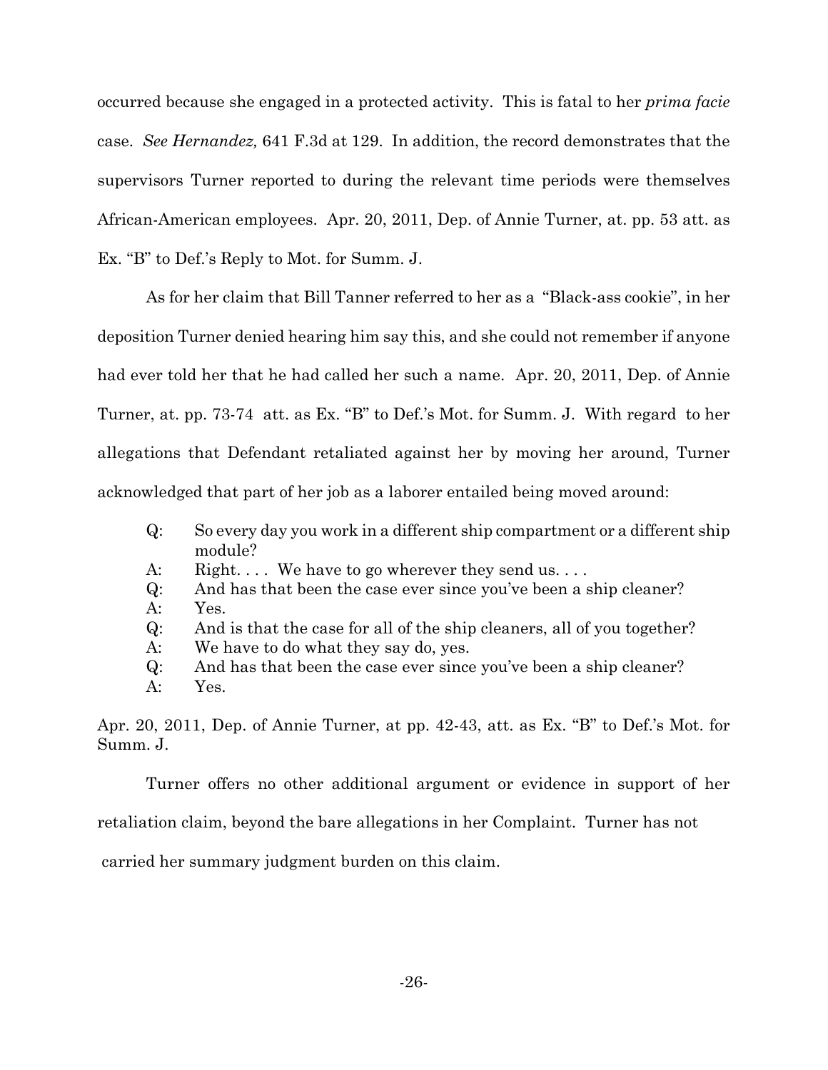occurred because she engaged in a protected activity. This is fatal to her *prima facie* case. *See Hernandez,* 641 F.3d at 129. In addition, the record demonstrates that the supervisors Turner reported to during the relevant time periods were themselves African-American employees. Apr. 20, 2011, Dep. of Annie Turner, at. pp. 53 att. as Ex. "B" to Def.'s Reply to Mot. for Summ. J.

As for her claim that Bill Tanner referred to her as a "Black-ass cookie", in her deposition Turner denied hearing him say this, and she could not remember if anyone had ever told her that he had called her such a name. Apr. 20, 2011, Dep. of Annie Turner, at. pp. 73-74 att. as Ex. "B" to Def.'s Mot. for Summ. J. With regard to her allegations that Defendant retaliated against her by moving her around, Turner acknowledged that part of her job as a laborer entailed being moved around:

> Q: So every day you work in a different ship compartment or a different ship module?
> A: Right. . . . We have to go wherever they send us. . . .
> Q: And has that been the case ever since you've been a ship cleaner?
> A: Yes.
> Q: And is that the case for all of the ship cleaners, all of you together?
> A: We have to do what they say do, yes.
> Q: And has that been the case ever since you've been a ship cleaner?
> A: Yes.

Apr. 20, 2011, Dep. of Annie Turner, at pp. 42-43, att. as Ex. "B" to Def.'s Mot. for Summ. J.

Turner offers no other additional argument or evidence in support of her retaliation claim, beyond the bare allegations in her Complaint. Turner has not carried her summary judgment burden on this claim.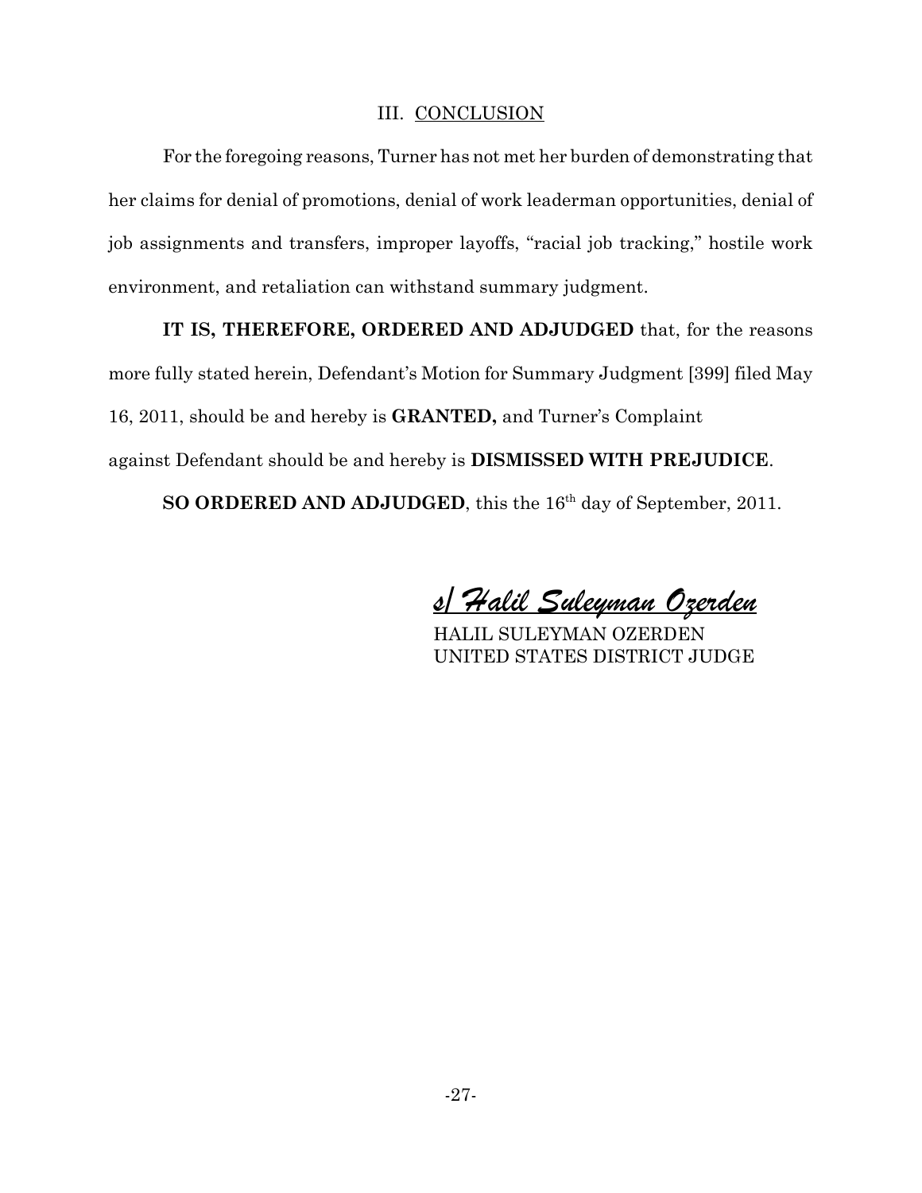## III. CONCLUSION

For the foregoing reasons, Turner has not met her burden of demonstrating that her claims for denial of promotions, denial of work leaderman opportunities, denial of job assignments and transfers, improper layoffs, "racial job tracking," hostile work environment, and retaliation can withstand summary judgment.

**IT IS, THEREFORE, ORDERED AND ADJUDGED** that, for the reasons more fully stated herein, Defendant's Motion for Summary Judgment [399] filed May 16, 2011, should be and hereby is **GRANTED,** and Turner's Complaint against Defendant should be and hereby is **DISMISSED WITH PREJUDICE**.

**SO ORDERED AND ADJUDGED**, this the 16th day of September, 2011.

*s/ Halil Suleyman Ozerden*

HALIL SULEYMAN OZERDEN
UNITED STATES DISTRICT JUDGE